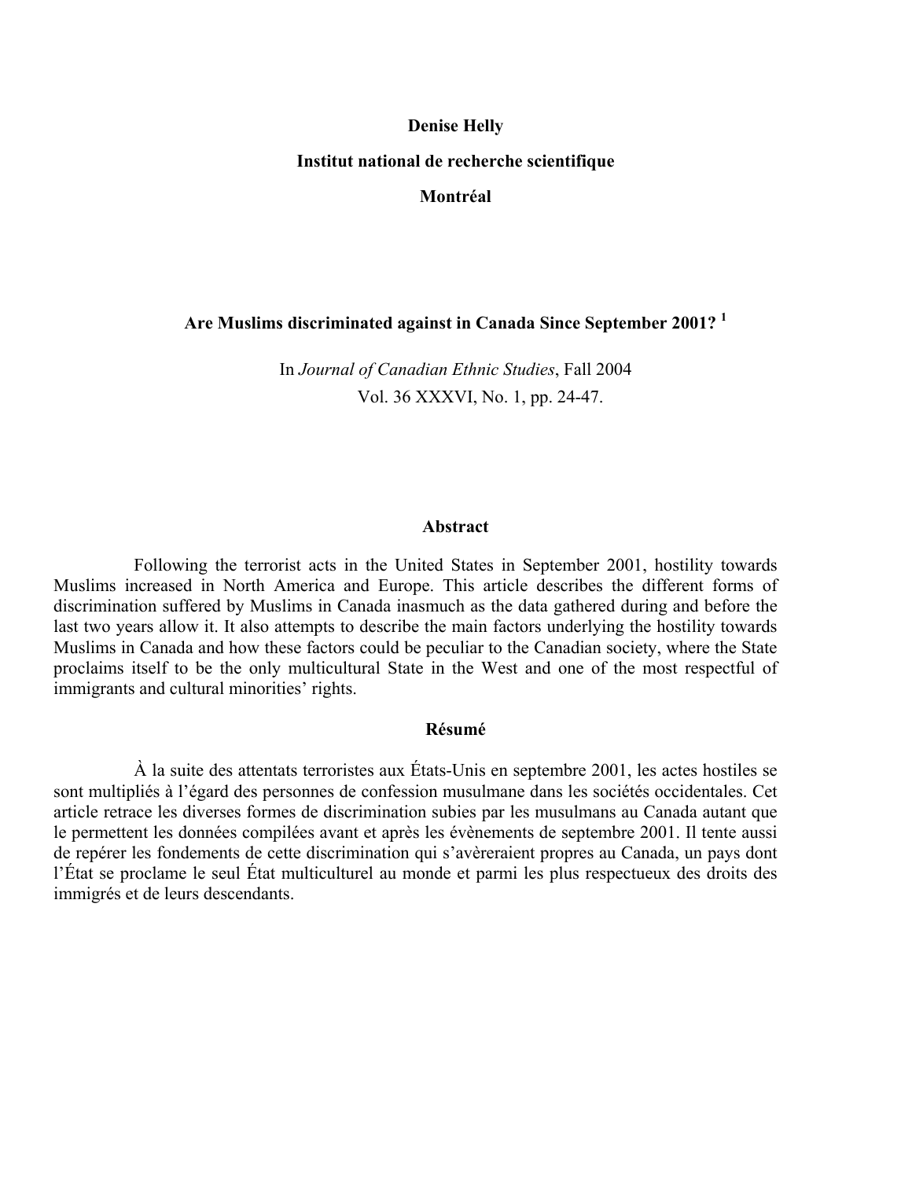**Denise Helly**

**Institut national de recherche scientifique**

**Montréal**

# Are Muslims discriminated against in Canada Since September 2001? [1]

In *Journal of Canadian Ethnic Studies*, Fall 2004
Vol. 36 XXXVI, No. 1, pp. 24-47.

## Abstract

Following the terrorist acts in the United States in September 2001, hostility towards Muslims increased in North America and Europe. This article describes the different forms of discrimination suffered by Muslims in Canada inasmuch as the data gathered during and before the last two years allow it. It also attempts to describe the main factors underlying the hostility towards Muslims in Canada and how these factors could be peculiar to the Canadian society, where the State proclaims itself to be the only multicultural State in the West and one of the most respectful of immigrants and cultural minorities' rights.

## Résumé

À la suite des attentats terroristes aux États-Unis en septembre 2001, les actes hostiles se sont multipliés à l'égard des personnes de confession musulmane dans les sociétés occidentales. Cet article retrace les diverses formes de discrimination subies par les musulmans au Canada autant que le permettent les données compilées avant et après les évènements de septembre 2001. Il tente aussi de repérer les fondements de cette discrimination qui s'avèreraient propres au Canada, un pays dont l'État se proclame le seul État multiculturel au monde et parmi les plus respectueux des droits des immigrés et de leurs descendants.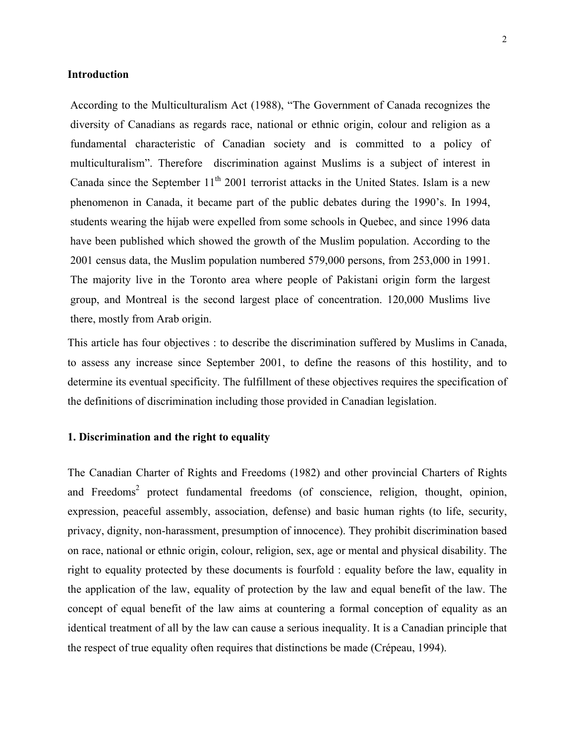**Introduction**

According to the Multiculturalism Act (1988), "The Government of Canada recognizes the diversity of Canadians as regards race, national or ethnic origin, colour and religion as a fundamental characteristic of Canadian society and is committed to a policy of multiculturalism". Therefore discrimination against Muslims is a subject of interest in Canada since the September 11th 2001 terrorist attacks in the United States. Islam is a new phenomenon in Canada, it became part of the public debates during the 1990's. In 1994, students wearing the hijab were expelled from some schools in Quebec, and since 1996 data have been published which showed the growth of the Muslim population. According to the 2001 census data, the Muslim population numbered 579,000 persons, from 253,000 in 1991. The majority live in the Toronto area where people of Pakistani origin form the largest group, and Montreal is the second largest place of concentration. 120,000 Muslims live there, mostly from Arab origin.

This article has four objectives : to describe the discrimination suffered by Muslims in Canada, to assess any increase since September 2001, to define the reasons of this hostility, and to determine its eventual specificity. The fulfillment of these objectives requires the specification of the definitions of discrimination including those provided in Canadian legislation.

**1. Discrimination and the right to equality**

The Canadian Charter of Rights and Freedoms (1982) and other provincial Charters of Rights and Freedoms[2] protect fundamental freedoms (of conscience, religion, thought, opinion, expression, peaceful assembly, association, defense) and basic human rights (to life, security, privacy, dignity, non-harassment, presumption of innocence). They prohibit discrimination based on race, national or ethnic origin, colour, religion, sex, age or mental and physical disability. The right to equality protected by these documents is fourfold : equality before the law, equality in the application of the law, equality of protection by the law and equal benefit of the law. The concept of equal benefit of the law aims at countering a formal conception of equality as an identical treatment of all by the law can cause a serious inequality. It is a Canadian principle that the respect of true equality often requires that distinctions be made (Crépeau, 1994).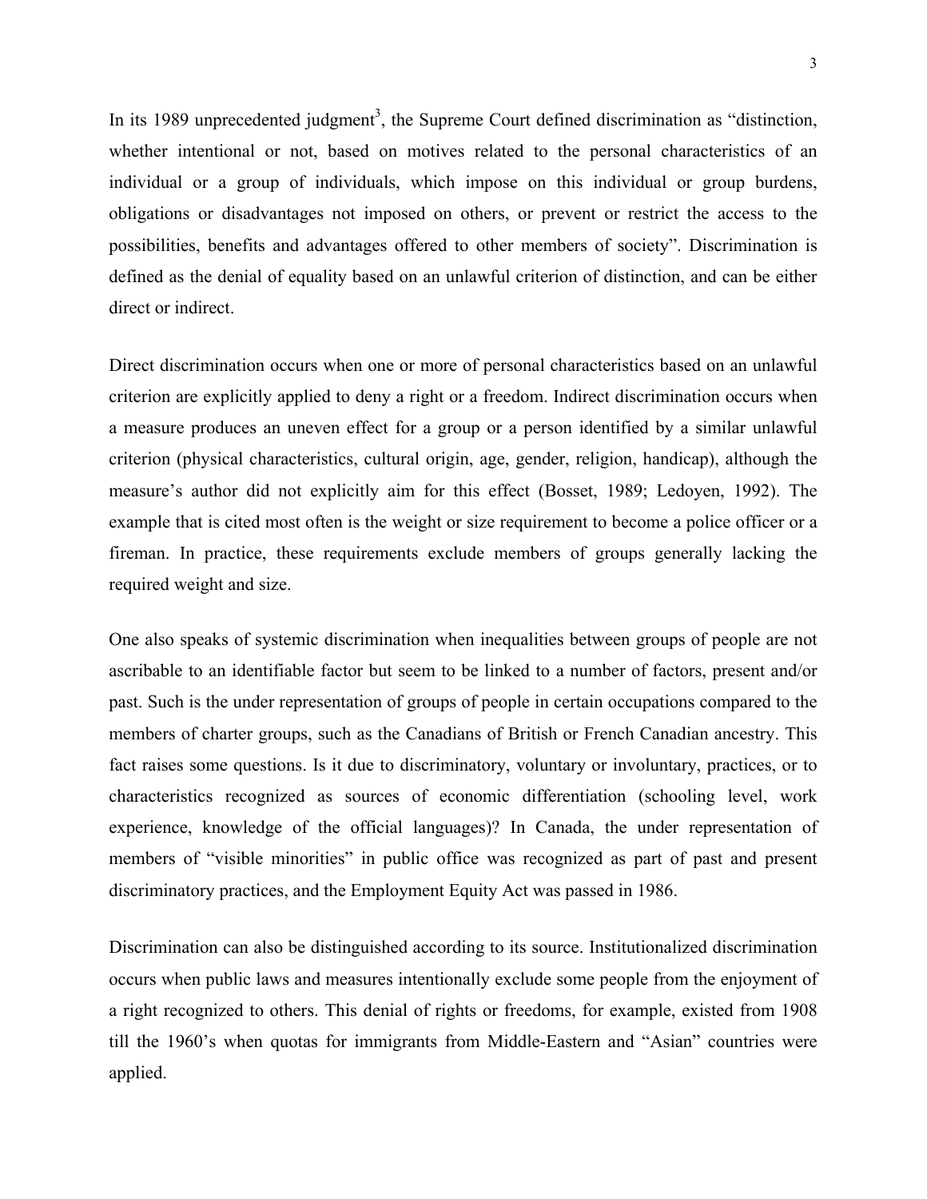In its 1989 unprecedented judgment[3], the Supreme Court defined discrimination as "distinction, whether intentional or not, based on motives related to the personal characteristics of an individual or a group of individuals, which impose on this individual or group burdens, obligations or disadvantages not imposed on others, or prevent or restrict the access to the possibilities, benefits and advantages offered to other members of society". Discrimination is defined as the denial of equality based on an unlawful criterion of distinction, and can be either direct or indirect.

Direct discrimination occurs when one or more of personal characteristics based on an unlawful criterion are explicitly applied to deny a right or a freedom. Indirect discrimination occurs when a measure produces an uneven effect for a group or a person identified by a similar unlawful criterion (physical characteristics, cultural origin, age, gender, religion, handicap), although the measure's author did not explicitly aim for this effect (Bosset, 1989; Ledoyen, 1992). The example that is cited most often is the weight or size requirement to become a police officer or a fireman. In practice, these requirements exclude members of groups generally lacking the required weight and size.

One also speaks of systemic discrimination when inequalities between groups of people are not ascribable to an identifiable factor but seem to be linked to a number of factors, present and/or past. Such is the under representation of groups of people in certain occupations compared to the members of charter groups, such as the Canadians of British or French Canadian ancestry. This fact raises some questions. Is it due to discriminatory, voluntary or involuntary, practices, or to characteristics recognized as sources of economic differentiation (schooling level, work experience, knowledge of the official languages)? In Canada, the under representation of members of "visible minorities" in public office was recognized as part of past and present discriminatory practices, and the Employment Equity Act was passed in 1986.

Discrimination can also be distinguished according to its source. Institutionalized discrimination occurs when public laws and measures intentionally exclude some people from the enjoyment of a right recognized to others. This denial of rights or freedoms, for example, existed from 1908 till the 1960's when quotas for immigrants from Middle-Eastern and "Asian" countries were applied.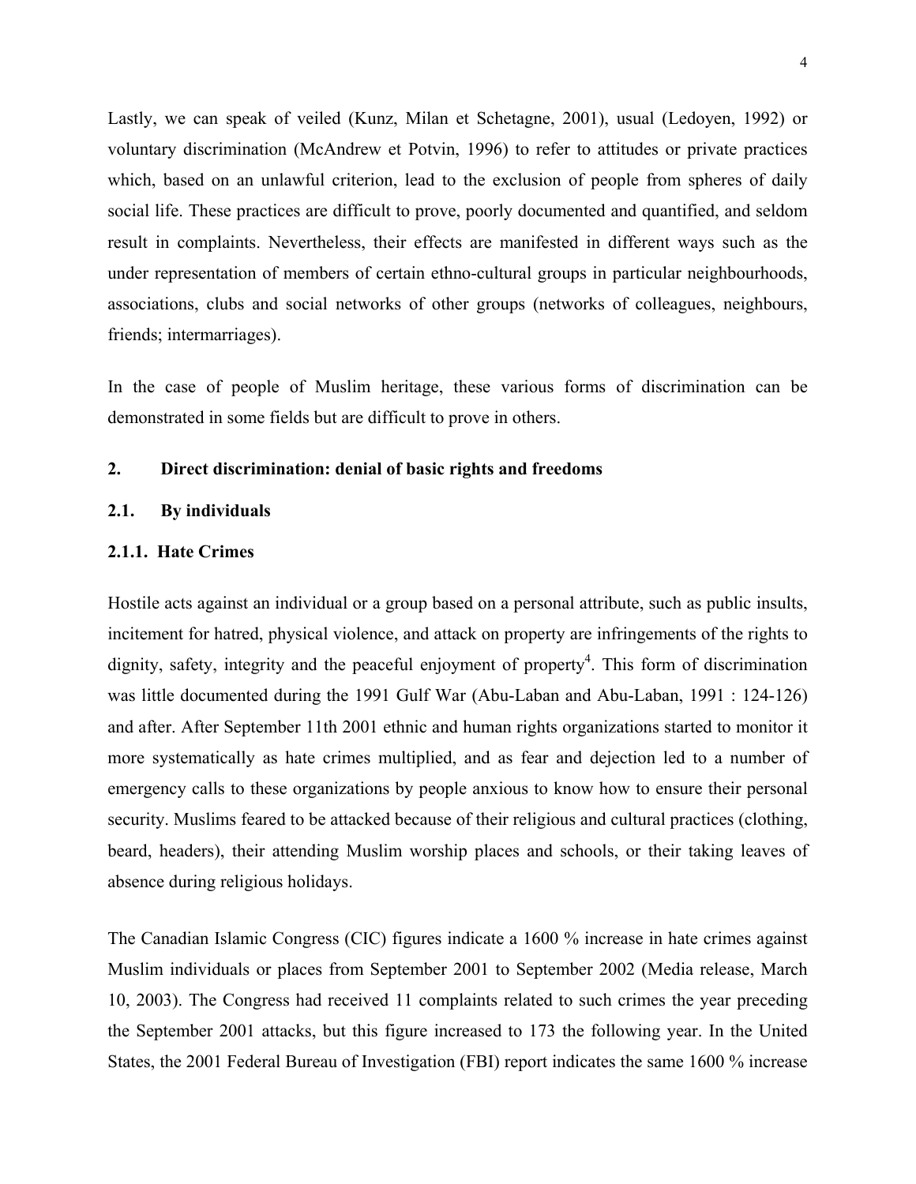Lastly, we can speak of veiled (Kunz, Milan et Schetagne, 2001), usual (Ledoyen, 1992) or voluntary discrimination (McAndrew et Potvin, 1996) to refer to attitudes or private practices which, based on an unlawful criterion, lead to the exclusion of people from spheres of daily social life. These practices are difficult to prove, poorly documented and quantified, and seldom result in complaints. Nevertheless, their effects are manifested in different ways such as the under representation of members of certain ethno-cultural groups in particular neighbourhoods, associations, clubs and social networks of other groups (networks of colleagues, neighbours, friends; intermarriages).

In the case of people of Muslim heritage, these various forms of discrimination can be demonstrated in some fields but are difficult to prove in others.

## 2. Direct discrimination: denial of basic rights and freedoms

### 2.1. By individuals

#### 2.1.1. Hate Crimes

Hostile acts against an individual or a group based on a personal attribute, such as public insults, incitement for hatred, physical violence, and attack on property are infringements of the rights to dignity, safety, integrity and the peaceful enjoyment of property[4]. This form of discrimination was little documented during the 1991 Gulf War (Abu-Laban and Abu-Laban, 1991 : 124-126) and after. After September 11th 2001 ethnic and human rights organizations started to monitor it more systematically as hate crimes multiplied, and as fear and dejection led to a number of emergency calls to these organizations by people anxious to know how to ensure their personal security. Muslims feared to be attacked because of their religious and cultural practices (clothing, beard, headers), their attending Muslim worship places and schools, or their taking leaves of absence during religious holidays.

The Canadian Islamic Congress (CIC) figures indicate a 1600 % increase in hate crimes against Muslim individuals or places from September 2001 to September 2002 (Media release, March 10, 2003). The Congress had received 11 complaints related to such crimes the year preceding the September 2001 attacks, but this figure increased to 173 the following year. In the United States, the 2001 Federal Bureau of Investigation (FBI) report indicates the same 1600 % increase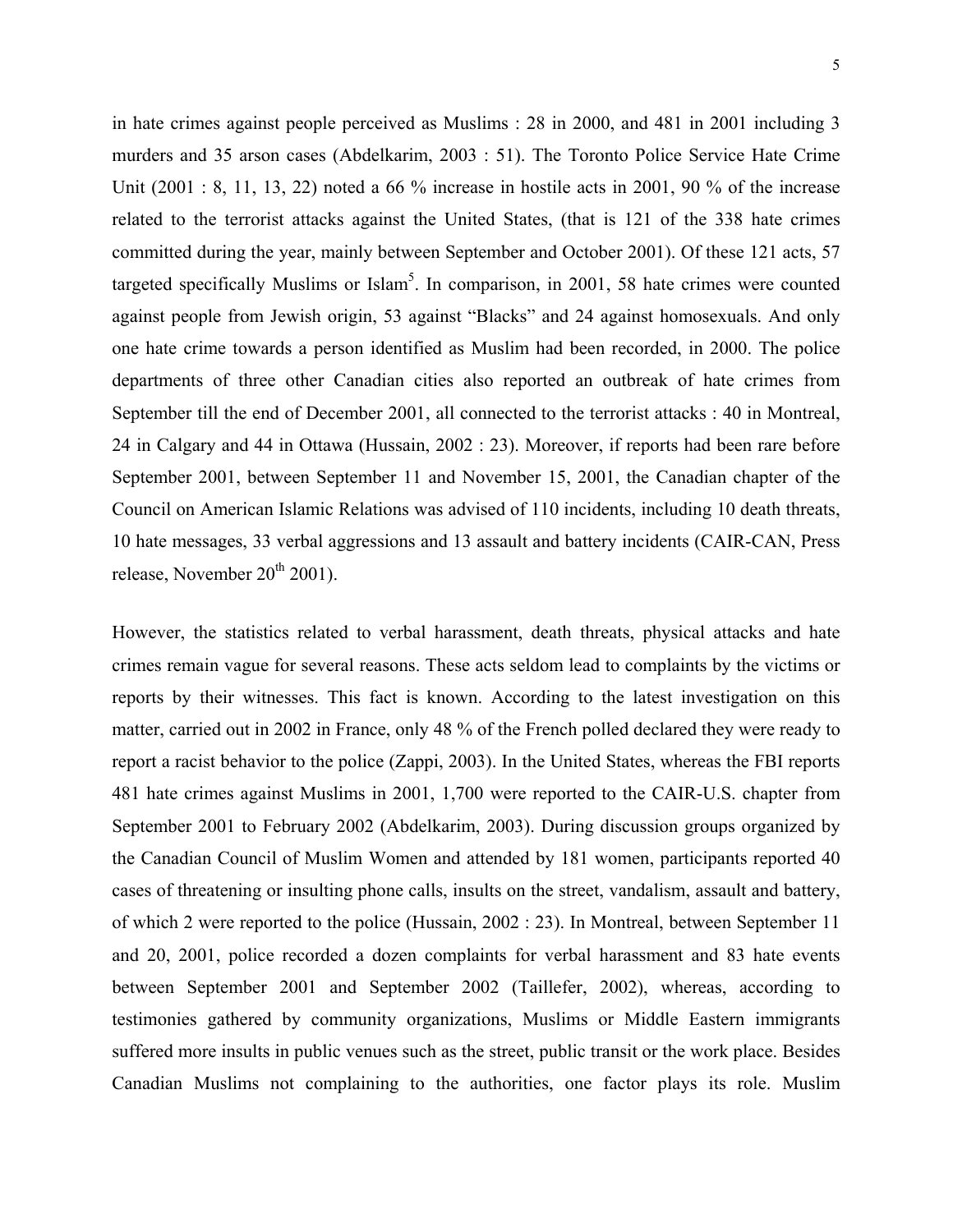in hate crimes against people perceived as Muslims : 28 in 2000, and 481 in 2001 including 3 murders and 35 arson cases (Abdelkarim, 2003 : 51). The Toronto Police Service Hate Crime Unit (2001 : 8, 11, 13, 22) noted a 66 % increase in hostile acts in 2001, 90 % of the increase related to the terrorist attacks against the United States, (that is 121 of the 338 hate crimes committed during the year, mainly between September and October 2001). Of these 121 acts, 57 targeted specifically Muslims or Islam[5]. In comparison, in 2001, 58 hate crimes were counted against people from Jewish origin, 53 against "Blacks" and 24 against homosexuals. And only one hate crime towards a person identified as Muslim had been recorded, in 2000. The police departments of three other Canadian cities also reported an outbreak of hate crimes from September till the end of December 2001, all connected to the terrorist attacks : 40 in Montreal, 24 in Calgary and 44 in Ottawa (Hussain, 2002 : 23). Moreover, if reports had been rare before September 2001, between September 11 and November 15, 2001, the Canadian chapter of the Council on American Islamic Relations was advised of 110 incidents, including 10 death threats, 10 hate messages, 33 verbal aggressions and 13 assault and battery incidents (CAIR-CAN, Press release, November 20th 2001).

However, the statistics related to verbal harassment, death threats, physical attacks and hate crimes remain vague for several reasons. These acts seldom lead to complaints by the victims or reports by their witnesses. This fact is known. According to the latest investigation on this matter, carried out in 2002 in France, only 48 % of the French polled declared they were ready to report a racist behavior to the police (Zappi, 2003). In the United States, whereas the FBI reports 481 hate crimes against Muslims in 2001, 1,700 were reported to the CAIR-U.S. chapter from September 2001 to February 2002 (Abdelkarim, 2003). During discussion groups organized by the Canadian Council of Muslim Women and attended by 181 women, participants reported 40 cases of threatening or insulting phone calls, insults on the street, vandalism, assault and battery, of which 2 were reported to the police (Hussain, 2002 : 23). In Montreal, between September 11 and 20, 2001, police recorded a dozen complaints for verbal harassment and 83 hate events between September 2001 and September 2002 (Taillefer, 2002), whereas, according to testimonies gathered by community organizations, Muslims or Middle Eastern immigrants suffered more insults in public venues such as the street, public transit or the work place. Besides Canadian Muslims not complaining to the authorities, one factor plays its role. Muslim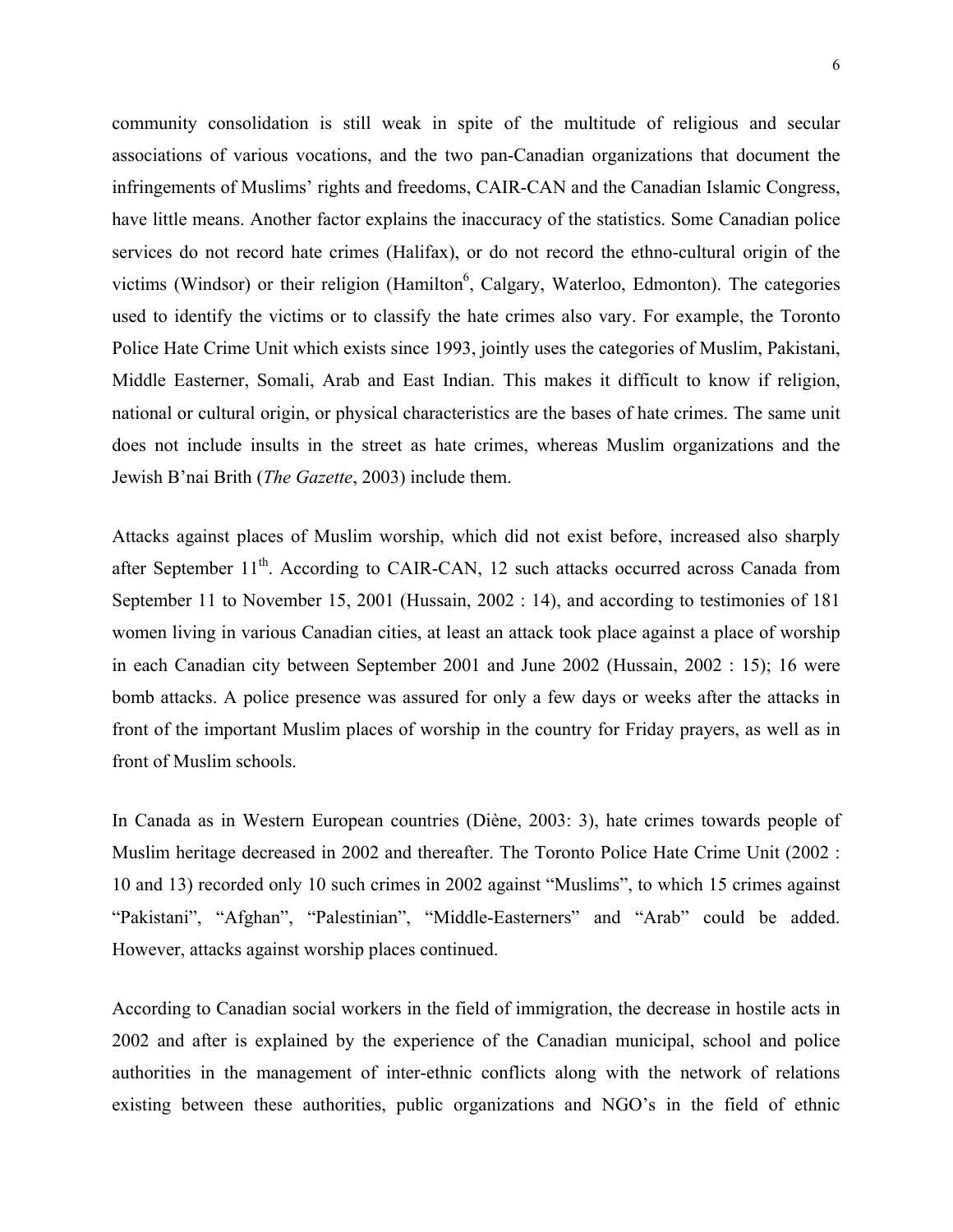community consolidation is still weak in spite of the multitude of religious and secular associations of various vocations, and the two pan-Canadian organizations that document the infringements of Muslims' rights and freedoms, CAIR-CAN and the Canadian Islamic Congress, have little means. Another factor explains the inaccuracy of the statistics. Some Canadian police services do not record hate crimes (Halifax), or do not record the ethno-cultural origin of the victims (Windsor) or their religion (Hamilton[6], Calgary, Waterloo, Edmonton). The categories used to identify the victims or to classify the hate crimes also vary. For example, the Toronto Police Hate Crime Unit which exists since 1993, jointly uses the categories of Muslim, Pakistani, Middle Easterner, Somali, Arab and East Indian. This makes it difficult to know if religion, national or cultural origin, or physical characteristics are the bases of hate crimes. The same unit does not include insults in the street as hate crimes, whereas Muslim organizations and the Jewish B'nai Brith (*The Gazette*, 2003) include them.

Attacks against places of Muslim worship, which did not exist before, increased also sharply after September 11th. According to CAIR-CAN, 12 such attacks occurred across Canada from September 11 to November 15, 2001 (Hussain, 2002 : 14), and according to testimonies of 181 women living in various Canadian cities, at least an attack took place against a place of worship in each Canadian city between September 2001 and June 2002 (Hussain, 2002 : 15); 16 were bomb attacks. A police presence was assured for only a few days or weeks after the attacks in front of the important Muslim places of worship in the country for Friday prayers, as well as in front of Muslim schools.

In Canada as in Western European countries (Diène, 2003: 3), hate crimes towards people of Muslim heritage decreased in 2002 and thereafter. The Toronto Police Hate Crime Unit (2002 : 10 and 13) recorded only 10 such crimes in 2002 against "Muslims", to which 15 crimes against "Pakistani", "Afghan", "Palestinian", "Middle-Easterners" and "Arab" could be added. However, attacks against worship places continued.

According to Canadian social workers in the field of immigration, the decrease in hostile acts in 2002 and after is explained by the experience of the Canadian municipal, school and police authorities in the management of inter-ethnic conflicts along with the network of relations existing between these authorities, public organizations and NGO's in the field of ethnic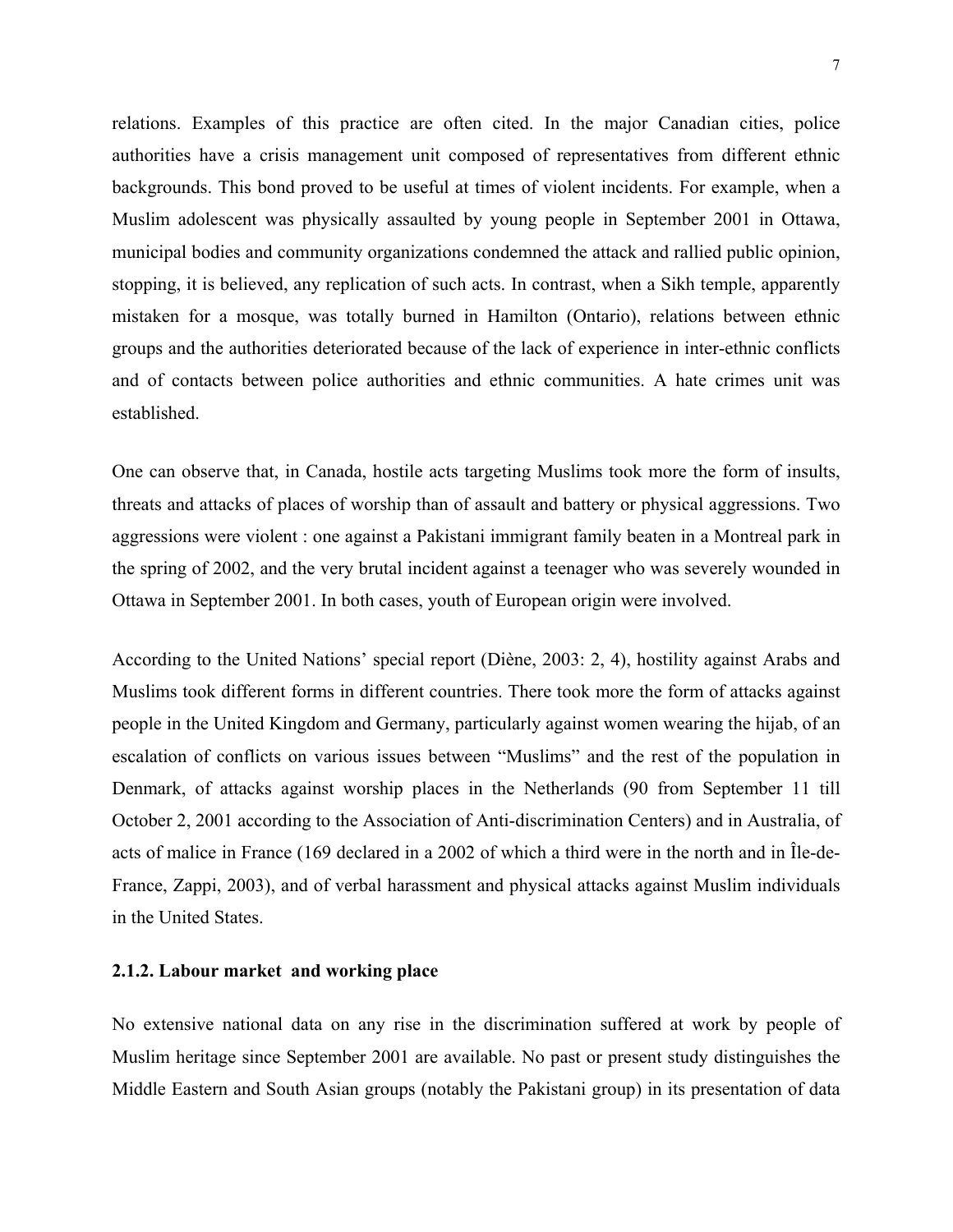relations. Examples of this practice are often cited. In the major Canadian cities, police authorities have a crisis management unit composed of representatives from different ethnic backgrounds. This bond proved to be useful at times of violent incidents. For example, when a Muslim adolescent was physically assaulted by young people in September 2001 in Ottawa, municipal bodies and community organizations condemned the attack and rallied public opinion, stopping, it is believed, any replication of such acts. In contrast, when a Sikh temple, apparently mistaken for a mosque, was totally burned in Hamilton (Ontario), relations between ethnic groups and the authorities deteriorated because of the lack of experience in inter-ethnic conflicts and of contacts between police authorities and ethnic communities. A hate crimes unit was established.

One can observe that, in Canada, hostile acts targeting Muslims took more the form of insults, threats and attacks of places of worship than of assault and battery or physical aggressions. Two aggressions were violent : one against a Pakistani immigrant family beaten in a Montreal park in the spring of 2002, and the very brutal incident against a teenager who was severely wounded in Ottawa in September 2001. In both cases, youth of European origin were involved.

According to the United Nations' special report (Diène, 2003: 2, 4), hostility against Arabs and Muslims took different forms in different countries. There took more the form of attacks against people in the United Kingdom and Germany, particularly against women wearing the hijab, of an escalation of conflicts on various issues between "Muslims" and the rest of the population in Denmark, of attacks against worship places in the Netherlands (90 from September 11 till October 2, 2001 according to the Association of Anti-discrimination Centers) and in Australia, of acts of malice in France (169 declared in a 2002 of which a third were in the north and in Île-de-France, Zappi, 2003), and of verbal harassment and physical attacks against Muslim individuals in the United States.

### 2.1.2. Labour market and working place

No extensive national data on any rise in the discrimination suffered at work by people of Muslim heritage since September 2001 are available. No past or present study distinguishes the Middle Eastern and South Asian groups (notably the Pakistani group) in its presentation of data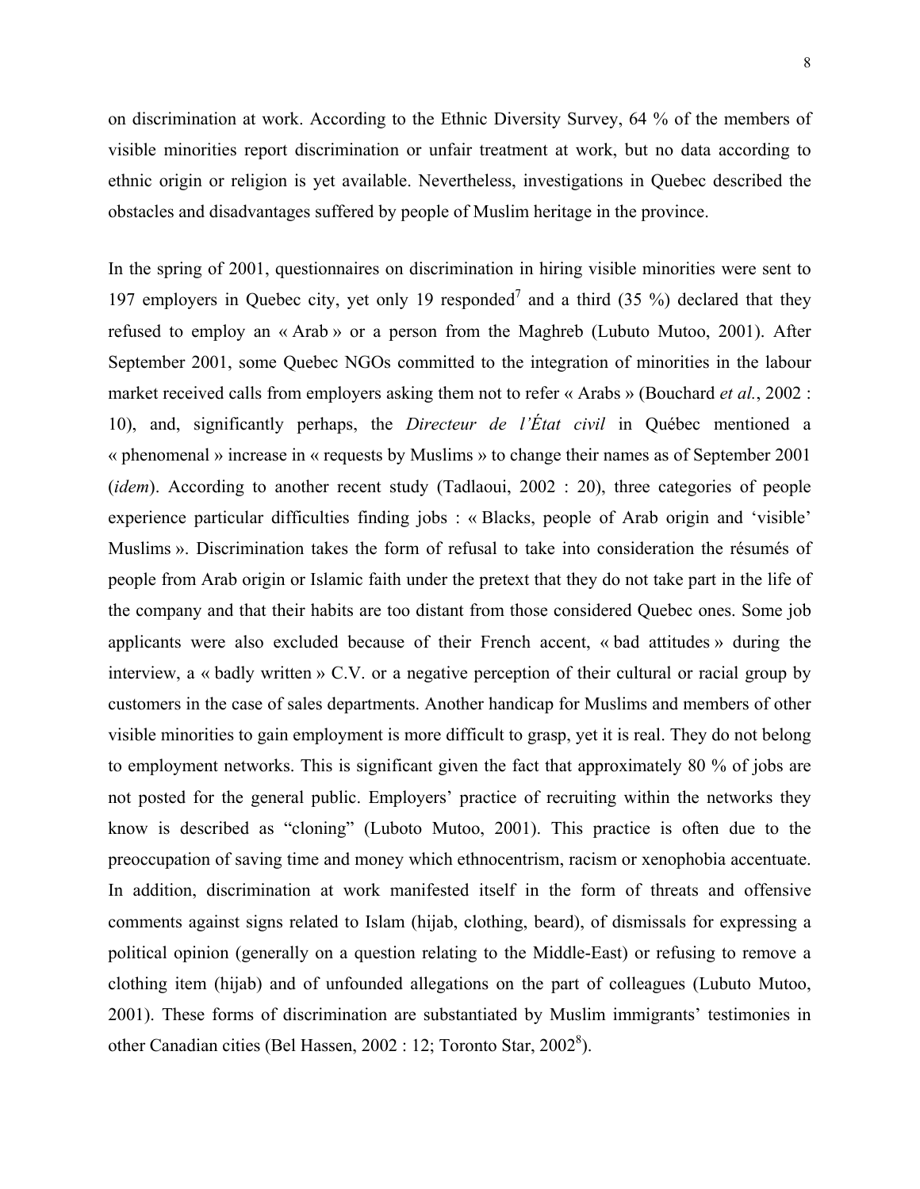on discrimination at work. According to the Ethnic Diversity Survey, 64 % of the members of visible minorities report discrimination or unfair treatment at work, but no data according to ethnic origin or religion is yet available. Nevertheless, investigations in Quebec described the obstacles and disadvantages suffered by people of Muslim heritage in the province.

In the spring of 2001, questionnaires on discrimination in hiring visible minorities were sent to 197 employers in Quebec city, yet only 19 responded[7] and a third (35 %) declared that they refused to employ an « Arab » or a person from the Maghreb (Lubuto Mutoo, 2001). After September 2001, some Quebec NGOs committed to the integration of minorities in the labour market received calls from employers asking them not to refer « Arabs » (Bouchard *et al.*, 2002 : 10), and, significantly perhaps, the *Directeur de l'État civil* in Québec mentioned a « phenomenal » increase in « requests by Muslims » to change their names as of September 2001 (*idem*). According to another recent study (Tadlaoui, 2002 : 20), three categories of people experience particular difficulties finding jobs : « Blacks, people of Arab origin and 'visible' Muslims ». Discrimination takes the form of refusal to take into consideration the résumés of people from Arab origin or Islamic faith under the pretext that they do not take part in the life of the company and that their habits are too distant from those considered Quebec ones. Some job applicants were also excluded because of their French accent, « bad attitudes » during the interview, a « badly written » C.V. or a negative perception of their cultural or racial group by customers in the case of sales departments. Another handicap for Muslims and members of other visible minorities to gain employment is more difficult to grasp, yet it is real. They do not belong to employment networks. This is significant given the fact that approximately 80 % of jobs are not posted for the general public. Employers' practice of recruiting within the networks they know is described as "cloning" (Luboto Mutoo, 2001). This practice is often due to the preoccupation of saving time and money which ethnocentrism, racism or xenophobia accentuate. In addition, discrimination at work manifested itself in the form of threats and offensive comments against signs related to Islam (hijab, clothing, beard), of dismissals for expressing a political opinion (generally on a question relating to the Middle-East) or refusing to remove a clothing item (hijab) and of unfounded allegations on the part of colleagues (Lubuto Mutoo, 2001). These forms of discrimination are substantiated by Muslim immigrants' testimonies in other Canadian cities (Bel Hassen, 2002 : 12; Toronto Star, 2002[8]).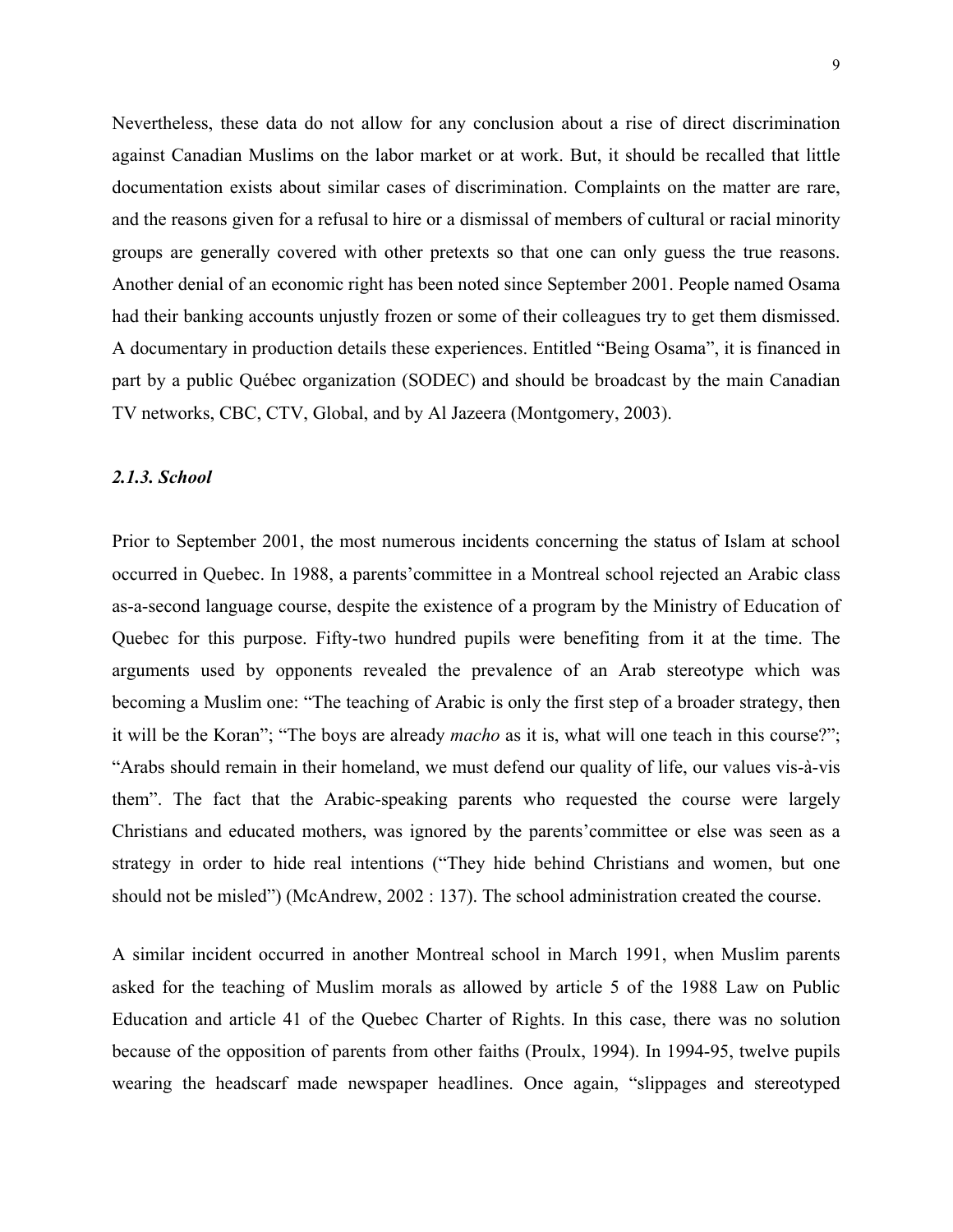Nevertheless, these data do not allow for any conclusion about a rise of direct discrimination against Canadian Muslims on the labor market or at work. But, it should be recalled that little documentation exists about similar cases of discrimination. Complaints on the matter are rare, and the reasons given for a refusal to hire or a dismissal of members of cultural or racial minority groups are generally covered with other pretexts so that one can only guess the true reasons. Another denial of an economic right has been noted since September 2001. People named Osama had their banking accounts unjustly frozen or some of their colleagues try to get them dismissed. A documentary in production details these experiences. Entitled "Being Osama", it is financed in part by a public Québec organization (SODEC) and should be broadcast by the main Canadian TV networks, CBC, CTV, Global, and by Al Jazeera (Montgomery, 2003).

### *2.1.3. School*

Prior to September 2001, the most numerous incidents concerning the status of Islam at school occurred in Quebec. In 1988, a parents'committee in a Montreal school rejected an Arabic class as-a-second language course, despite the existence of a program by the Ministry of Education of Quebec for this purpose. Fifty-two hundred pupils were benefiting from it at the time. The arguments used by opponents revealed the prevalence of an Arab stereotype which was becoming a Muslim one: "The teaching of Arabic is only the first step of a broader strategy, then it will be the Koran"; "The boys are already *macho* as it is, what will one teach in this course?"; "Arabs should remain in their homeland, we must defend our quality of life, our values vis-à-vis them". The fact that the Arabic-speaking parents who requested the course were largely Christians and educated mothers, was ignored by the parents'committee or else was seen as a strategy in order to hide real intentions ("They hide behind Christians and women, but one should not be misled") (McAndrew, 2002 : 137). The school administration created the course.

A similar incident occurred in another Montreal school in March 1991, when Muslim parents asked for the teaching of Muslim morals as allowed by article 5 of the 1988 Law on Public Education and article 41 of the Quebec Charter of Rights. In this case, there was no solution because of the opposition of parents from other faiths (Proulx, 1994). In 1994-95, twelve pupils wearing the headscarf made newspaper headlines. Once again, "slippages and stereotyped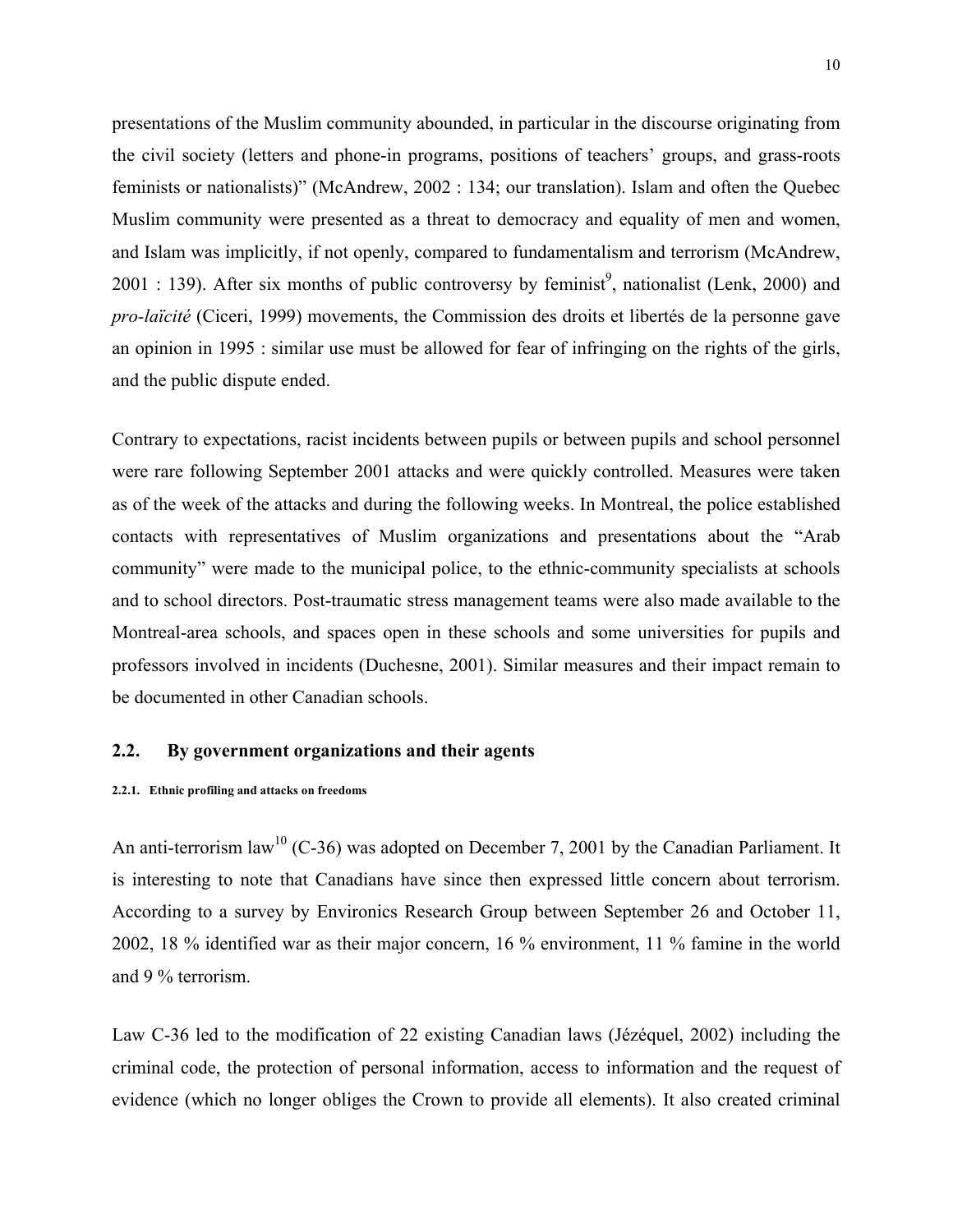presentations of the Muslim community abounded, in particular in the discourse originating from the civil society (letters and phone-in programs, positions of teachers' groups, and grass-roots feminists or nationalists)" (McAndrew, 2002 : 134; our translation). Islam and often the Quebec Muslim community were presented as a threat to democracy and equality of men and women, and Islam was implicitly, if not openly, compared to fundamentalism and terrorism (McAndrew, 2001 : 139). After six months of public controversy by feminist[9], nationalist (Lenk, 2000) and *pro-laïcité* (Ciceri, 1999) movements, the Commission des droits et libertés de la personne gave an opinion in 1995 : similar use must be allowed for fear of infringing on the rights of the girls, and the public dispute ended.

Contrary to expectations, racist incidents between pupils or between pupils and school personnel were rare following September 2001 attacks and were quickly controlled. Measures were taken as of the week of the attacks and during the following weeks. In Montreal, the police established contacts with representatives of Muslim organizations and presentations about the "Arab community" were made to the municipal police, to the ethnic-community specialists at schools and to school directors. Post-traumatic stress management teams were also made available to the Montreal-area schools, and spaces open in these schools and some universities for pupils and professors involved in incidents (Duchesne, 2001). Similar measures and their impact remain to be documented in other Canadian schools.

## 2.2. By government organizations and their agents

#### 2.2.1. Ethnic profiling and attacks on freedoms

An anti-terrorism law[10] (C-36) was adopted on December 7, 2001 by the Canadian Parliament. It is interesting to note that Canadians have since then expressed little concern about terrorism. According to a survey by Environics Research Group between September 26 and October 11, 2002, 18 % identified war as their major concern, 16 % environment, 11 % famine in the world and 9 % terrorism.

Law C-36 led to the modification of 22 existing Canadian laws (Jézéquel, 2002) including the criminal code, the protection of personal information, access to information and the request of evidence (which no longer obliges the Crown to provide all elements). It also created criminal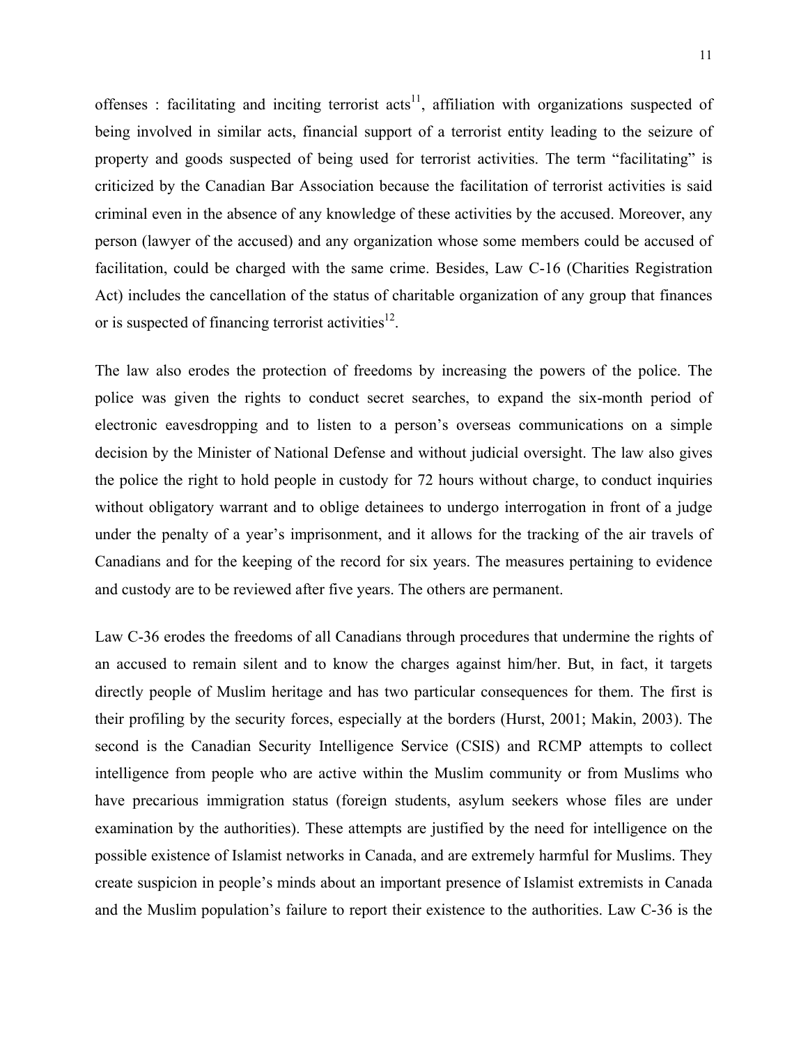offenses : facilitating and inciting terrorist acts[11], affiliation with organizations suspected of being involved in similar acts, financial support of a terrorist entity leading to the seizure of property and goods suspected of being used for terrorist activities. The term “facilitating” is criticized by the Canadian Bar Association because the facilitation of terrorist activities is said criminal even in the absence of any knowledge of these activities by the accused. Moreover, any person (lawyer of the accused) and any organization whose some members could be accused of facilitation, could be charged with the same crime. Besides, Law C-16 (Charities Registration Act) includes the cancellation of the status of charitable organization of any group that finances or is suspected of financing terrorist activities[12].

The law also erodes the protection of freedoms by increasing the powers of the police. The police was given the rights to conduct secret searches, to expand the six-month period of electronic eavesdropping and to listen to a person’s overseas communications on a simple decision by the Minister of National Defense and without judicial oversight. The law also gives the police the right to hold people in custody for 72 hours without charge, to conduct inquiries without obligatory warrant and to oblige detainees to undergo interrogation in front of a judge under the penalty of a year’s imprisonment, and it allows for the tracking of the air travels of Canadians and for the keeping of the record for six years. The measures pertaining to evidence and custody are to be reviewed after five years. The others are permanent.

Law C-36 erodes the freedoms of all Canadians through procedures that undermine the rights of an accused to remain silent and to know the charges against him/her. But, in fact, it targets directly people of Muslim heritage and has two particular consequences for them. The first is their profiling by the security forces, especially at the borders (Hurst, 2001; Makin, 2003). The second is the Canadian Security Intelligence Service (CSIS) and RCMP attempts to collect intelligence from people who are active within the Muslim community or from Muslims who have precarious immigration status (foreign students, asylum seekers whose files are under examination by the authorities). These attempts are justified by the need for intelligence on the possible existence of Islamist networks in Canada, and are extremely harmful for Muslims. They create suspicion in people’s minds about an important presence of Islamist extremists in Canada and the Muslim population’s failure to report their existence to the authorities. Law C-36 is the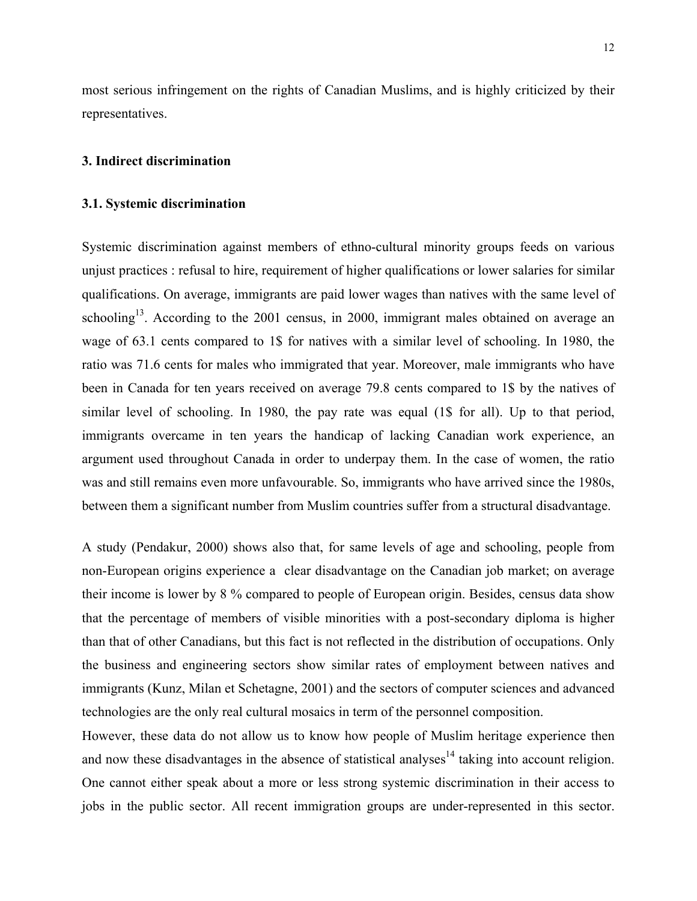most serious infringement on the rights of Canadian Muslims, and is highly criticized by their representatives.

### 3. Indirect discrimination

#### 3.1. Systemic discrimination

Systemic discrimination against members of ethno-cultural minority groups feeds on various unjust practices : refusal to hire, requirement of higher qualifications or lower salaries for similar qualifications. On average, immigrants are paid lower wages than natives with the same level of schooling[13]. According to the 2001 census, in 2000, immigrant males obtained on average an wage of 63.1 cents compared to 1$ for natives with a similar level of schooling. In 1980, the ratio was 71.6 cents for males who immigrated that year. Moreover, male immigrants who have been in Canada for ten years received on average 79.8 cents compared to 1$ by the natives of similar level of schooling. In 1980, the pay rate was equal (1$ for all). Up to that period, immigrants overcame in ten years the handicap of lacking Canadian work experience, an argument used throughout Canada in order to underpay them. In the case of women, the ratio was and still remains even more unfavourable. So, immigrants who have arrived since the 1980s, between them a significant number from Muslim countries suffer from a structural disadvantage.

A study (Pendakur, 2000) shows also that, for same levels of age and schooling, people from non-European origins experience a clear disadvantage on the Canadian job market; on average their income is lower by 8 % compared to people of European origin. Besides, census data show that the percentage of members of visible minorities with a post-secondary diploma is higher than that of other Canadians, but this fact is not reflected in the distribution of occupations. Only the business and engineering sectors show similar rates of employment between natives and immigrants (Kunz, Milan et Schetagne, 2001) and the sectors of computer sciences and advanced technologies are the only real cultural mosaics in term of the personnel composition.

However, these data do not allow us to know how people of Muslim heritage experience then and now these disadvantages in the absence of statistical analyses[14] taking into account religion. One cannot either speak about a more or less strong systemic discrimination in their access to jobs in the public sector. All recent immigration groups are under-represented in this sector.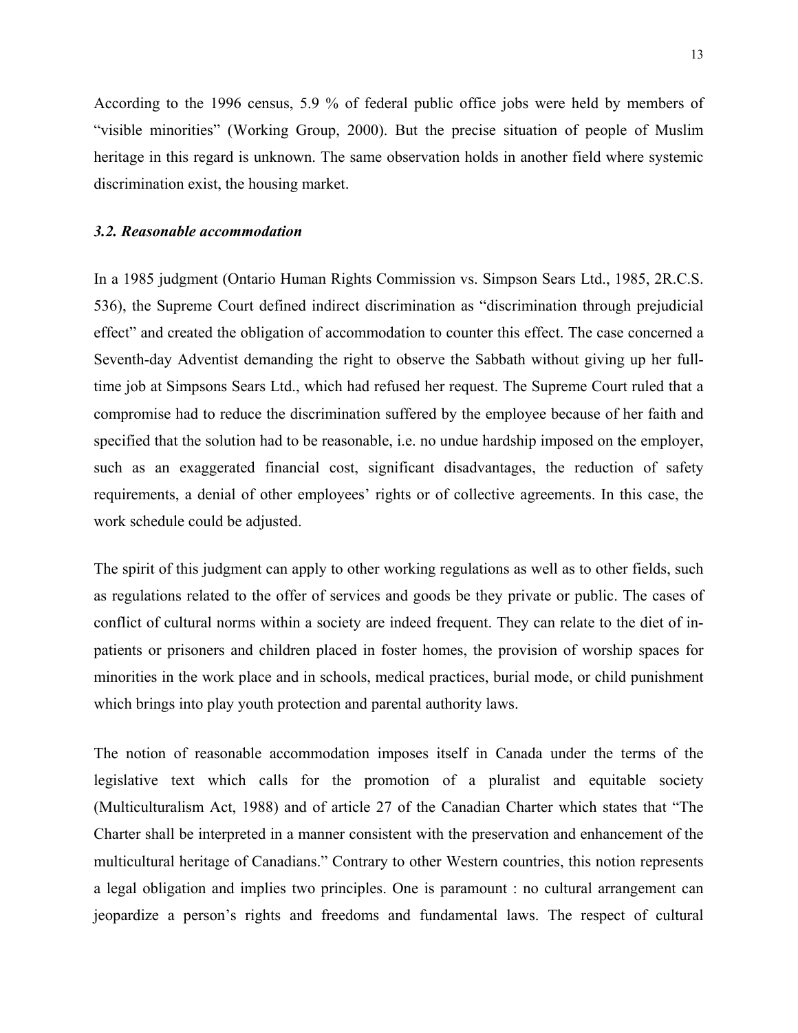According to the 1996 census, 5.9 % of federal public office jobs were held by members of "visible minorities" (Working Group, 2000). But the precise situation of people of Muslim heritage in this regard is unknown. The same observation holds in another field where systemic discrimination exist, the housing market.

### *3.2. Reasonable accommodation*

In a 1985 judgment (Ontario Human Rights Commission vs. Simpson Sears Ltd., 1985, 2R.C.S. 536), the Supreme Court defined indirect discrimination as "discrimination through prejudicial effect" and created the obligation of accommodation to counter this effect. The case concerned a Seventh-day Adventist demanding the right to observe the Sabbath without giving up her full-time job at Simpsons Sears Ltd., which had refused her request. The Supreme Court ruled that a compromise had to reduce the discrimination suffered by the employee because of her faith and specified that the solution had to be reasonable, i.e. no undue hardship imposed on the employer, such as an exaggerated financial cost, significant disadvantages, the reduction of safety requirements, a denial of other employees' rights or of collective agreements. In this case, the work schedule could be adjusted.

The spirit of this judgment can apply to other working regulations as well as to other fields, such as regulations related to the offer of services and goods be they private or public. The cases of conflict of cultural norms within a society are indeed frequent. They can relate to the diet of in-patients or prisoners and children placed in foster homes, the provision of worship spaces for minorities in the work place and in schools, medical practices, burial mode, or child punishment which brings into play youth protection and parental authority laws.

The notion of reasonable accommodation imposes itself in Canada under the terms of the legislative text which calls for the promotion of a pluralist and equitable society (Multiculturalism Act, 1988) and of article 27 of the Canadian Charter which states that "The Charter shall be interpreted in a manner consistent with the preservation and enhancement of the multicultural heritage of Canadians." Contrary to other Western countries, this notion represents a legal obligation and implies two principles. One is paramount : no cultural arrangement can jeopardize a person's rights and freedoms and fundamental laws. The respect of cultural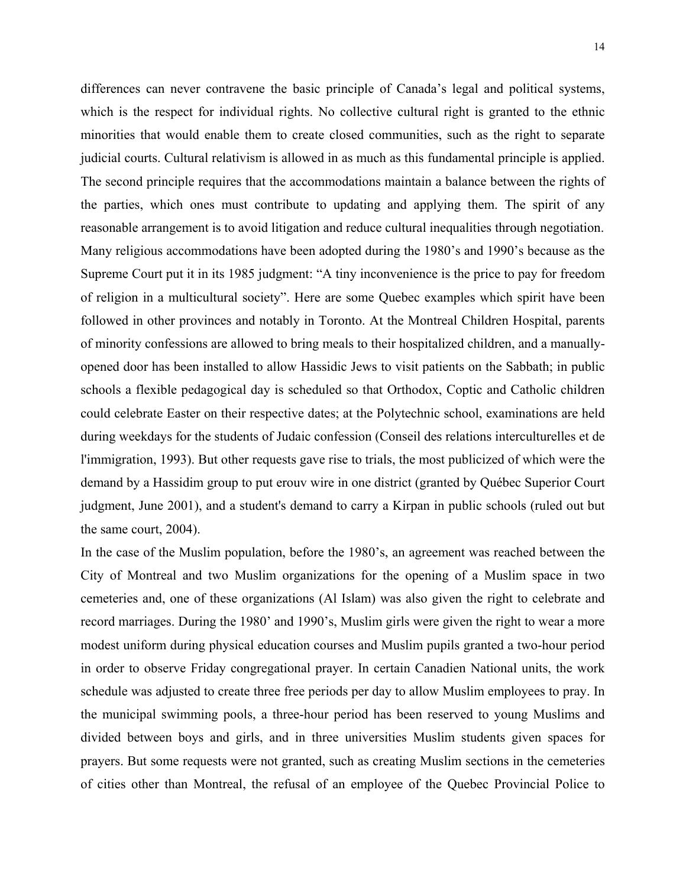differences can never contravene the basic principle of Canada's legal and political systems, which is the respect for individual rights. No collective cultural right is granted to the ethnic minorities that would enable them to create closed communities, such as the right to separate judicial courts. Cultural relativism is allowed in as much as this fundamental principle is applied. The second principle requires that the accommodations maintain a balance between the rights of the parties, which ones must contribute to updating and applying them. The spirit of any reasonable arrangement is to avoid litigation and reduce cultural inequalities through negotiation. Many religious accommodations have been adopted during the 1980's and 1990's because as the Supreme Court put it in its 1985 judgment: "A tiny inconvenience is the price to pay for freedom of religion in a multicultural society". Here are some Quebec examples which spirit have been followed in other provinces and notably in Toronto. At the Montreal Children Hospital, parents of minority confessions are allowed to bring meals to their hospitalized children, and a manually-opened door has been installed to allow Hassidic Jews to visit patients on the Sabbath; in public schools a flexible pedagogical day is scheduled so that Orthodox, Coptic and Catholic children could celebrate Easter on their respective dates; at the Polytechnic school, examinations are held during weekdays for the students of Judaic confession (Conseil des relations interculturelles et de l'immigration, 1993). But other requests gave rise to trials, the most publicized of which were the demand by a Hassidim group to put erouv wire in one district (granted by Québec Superior Court judgment, June 2001), and a student's demand to carry a Kirpan in public schools (ruled out but the same court, 2004).

In the case of the Muslim population, before the 1980's, an agreement was reached between the City of Montreal and two Muslim organizations for the opening of a Muslim space in two cemeteries and, one of these organizations (Al Islam) was also given the right to celebrate and record marriages. During the 1980' and 1990's, Muslim girls were given the right to wear a more modest uniform during physical education courses and Muslim pupils granted a two-hour period in order to observe Friday congregational prayer. In certain Canadien National units, the work schedule was adjusted to create three free periods per day to allow Muslim employees to pray. In the municipal swimming pools, a three-hour period has been reserved to young Muslims and divided between boys and girls, and in three universities Muslim students given spaces for prayers. But some requests were not granted, such as creating Muslim sections in the cemeteries of cities other than Montreal, the refusal of an employee of the Quebec Provincial Police to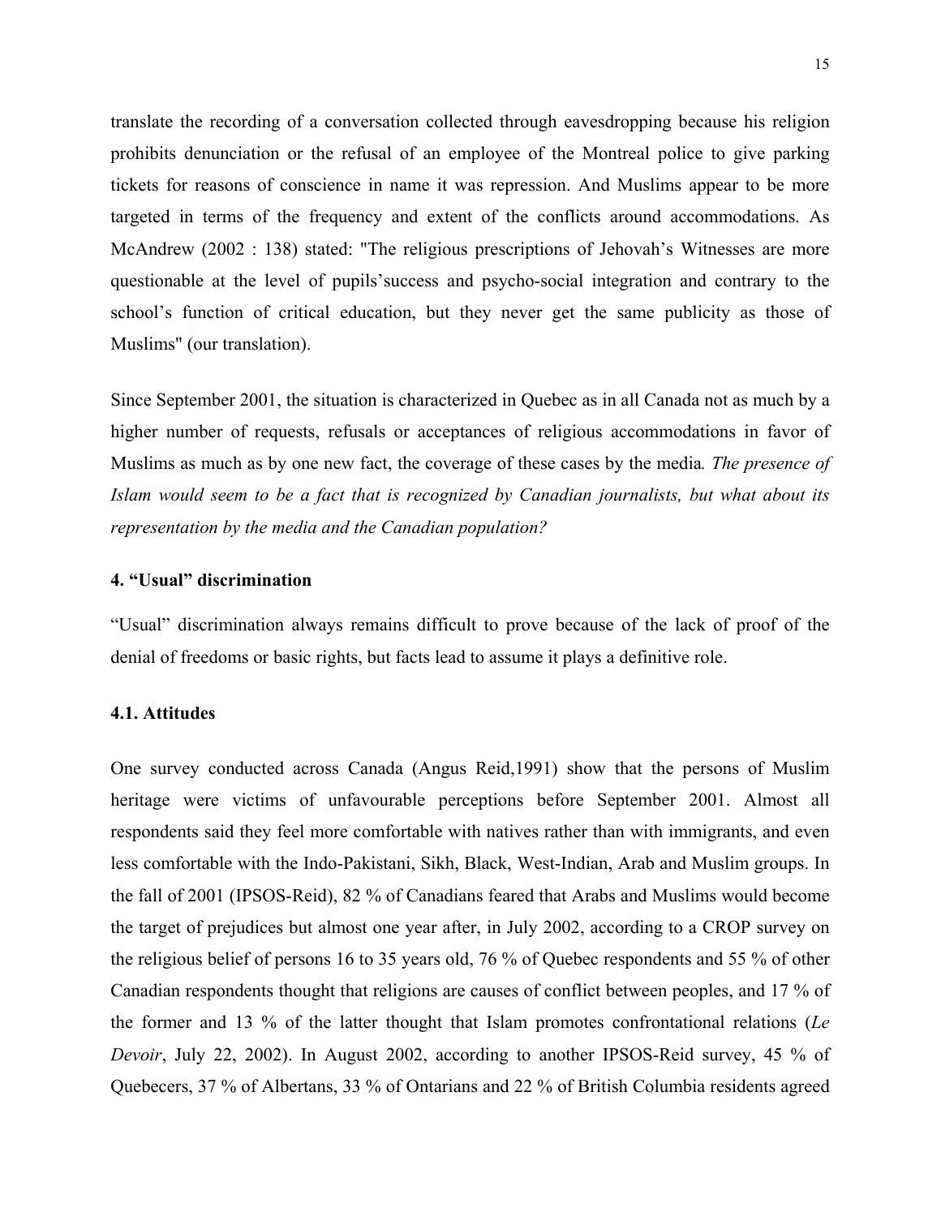translate the recording of a conversation collected through eavesdropping because his religion prohibits denunciation or the refusal of an employee of the Montreal police to give parking tickets for reasons of conscience in name it was repression. And Muslims appear to be more targeted in terms of the frequency and extent of the conflicts around accommodations. As McAndrew (2002 : 138) stated: "The religious prescriptions of Jehovah's Witnesses are more questionable at the level of pupils'success and psycho-social integration and contrary to the school's function of critical education, but they never get the same publicity as those of Muslims" (our translation).

Since September 2001, the situation is characterized in Quebec as in all Canada not as much by a higher number of requests, refusals or acceptances of religious accommodations in favor of Muslims as much as by one new fact, the coverage of these cases by the media*. The presence of Islam would seem to be a fact that is recognized by Canadian journalists, but what about its representation by the media and the Canadian population?*

### 4. "Usual" discrimination

"Usual" discrimination always remains difficult to prove because of the lack of proof of the denial of freedoms or basic rights, but facts lead to assume it plays a definitive role.

#### 4.1. Attitudes

One survey conducted across Canada (Angus Reid,1991) show that the persons of Muslim heritage were victims of unfavourable perceptions before September 2001. Almost all respondents said they feel more comfortable with natives rather than with immigrants, and even less comfortable with the Indo-Pakistani, Sikh, Black, West-Indian, Arab and Muslim groups. In the fall of 2001 (IPSOS-Reid), 82 % of Canadians feared that Arabs and Muslims would become the target of prejudices but almost one year after, in July 2002, according to a CROP survey on the religious belief of persons 16 to 35 years old, 76 % of Quebec respondents and 55 % of other Canadian respondents thought that religions are causes of conflict between peoples, and 17 % of the former and 13 % of the latter thought that Islam promotes confrontational relations (*Le Devoir*, July 22, 2002). In August 2002, according to another IPSOS-Reid survey, 45 % of Quebecers, 37 % of Albertans, 33 % of Ontarians and 22 % of British Columbia residents agreed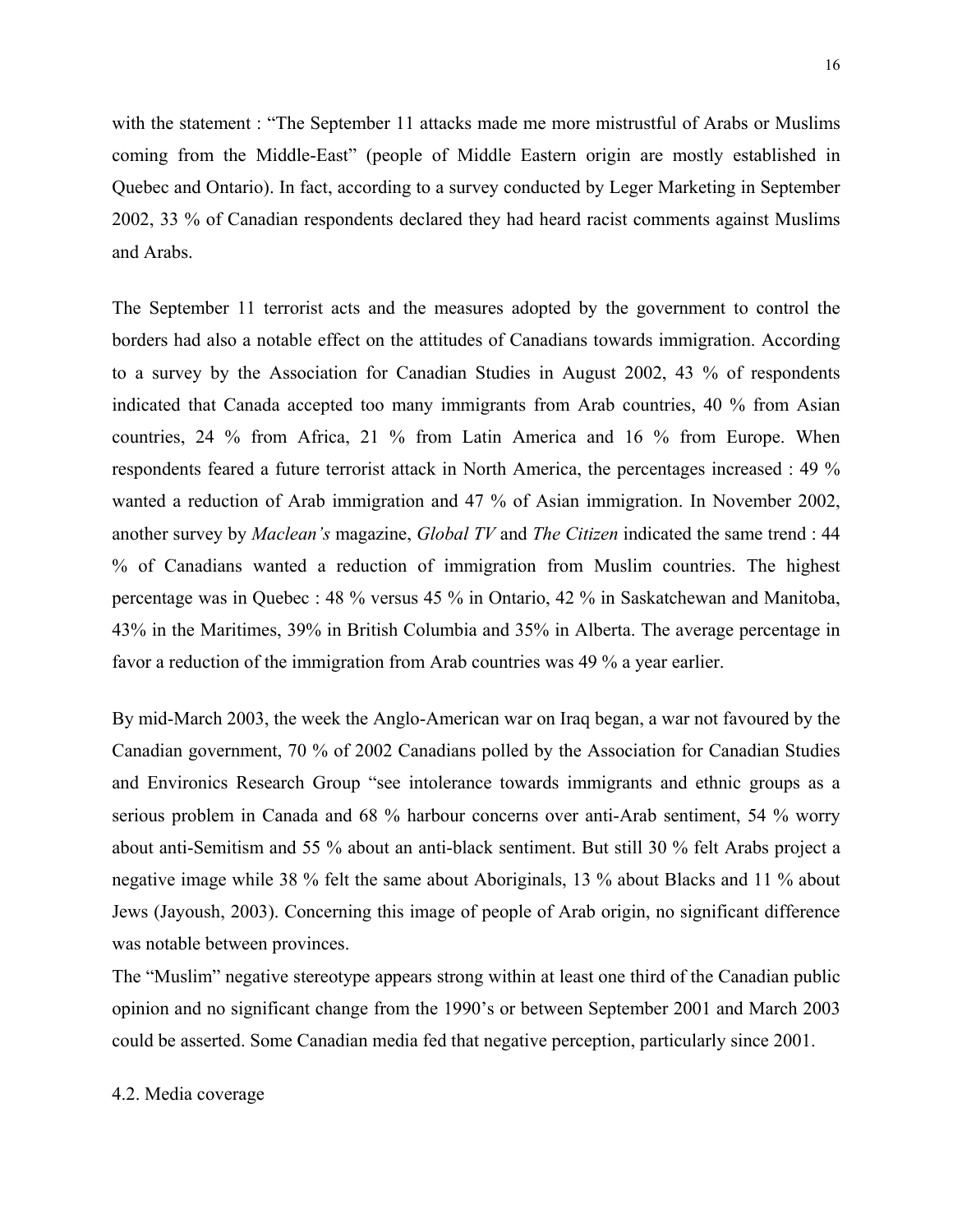with the statement : "The September 11 attacks made me more mistrustful of Arabs or Muslims coming from the Middle-East" (people of Middle Eastern origin are mostly established in Quebec and Ontario). In fact, according to a survey conducted by Leger Marketing in September 2002, 33 % of Canadian respondents declared they had heard racist comments against Muslims and Arabs.

The September 11 terrorist acts and the measures adopted by the government to control the borders had also a notable effect on the attitudes of Canadians towards immigration. According to a survey by the Association for Canadian Studies in August 2002, 43 % of respondents indicated that Canada accepted too many immigrants from Arab countries, 40 % from Asian countries, 24 % from Africa, 21 % from Latin America and 16 % from Europe. When respondents feared a future terrorist attack in North America, the percentages increased : 49 % wanted a reduction of Arab immigration and 47 % of Asian immigration. In November 2002, another survey by *Maclean's* magazine, *Global TV* and *The Citizen* indicated the same trend : 44 % of Canadians wanted a reduction of immigration from Muslim countries. The highest percentage was in Quebec : 48 % versus 45 % in Ontario, 42 % in Saskatchewan and Manitoba, 43% in the Maritimes, 39% in British Columbia and 35% in Alberta. The average percentage in favor a reduction of the immigration from Arab countries was 49 % a year earlier.

By mid-March 2003, the week the Anglo-American war on Iraq began, a war not favoured by the Canadian government, 70 % of 2002 Canadians polled by the Association for Canadian Studies and Environics Research Group "see intolerance towards immigrants and ethnic groups as a serious problem in Canada and 68 % harbour concerns over anti-Arab sentiment, 54 % worry about anti-Semitism and 55 % about an anti-black sentiment. But still 30 % felt Arabs project a negative image while 38 % felt the same about Aboriginals, 13 % about Blacks and 11 % about Jews (Jayoush, 2003). Concerning this image of people of Arab origin, no significant difference was notable between provinces.

The "Muslim" negative stereotype appears strong within at least one third of the Canadian public opinion and no significant change from the 1990's or between September 2001 and March 2003 could be asserted. Some Canadian media fed that negative perception, particularly since 2001.

### 4.2. Media coverage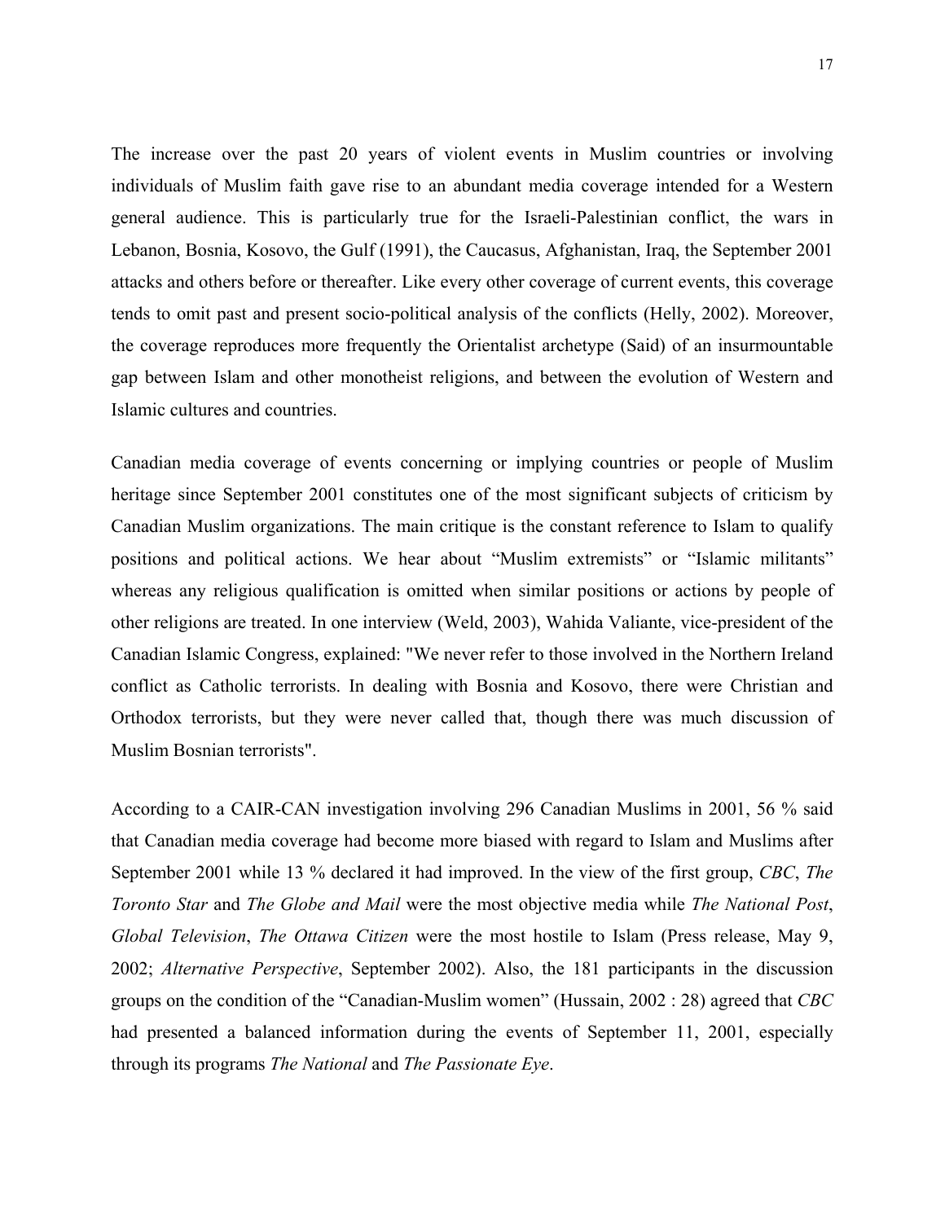The increase over the past 20 years of violent events in Muslim countries or involving individuals of Muslim faith gave rise to an abundant media coverage intended for a Western general audience. This is particularly true for the Israeli-Palestinian conflict, the wars in Lebanon, Bosnia, Kosovo, the Gulf (1991), the Caucasus, Afghanistan, Iraq, the September 2001 attacks and others before or thereafter. Like every other coverage of current events, this coverage tends to omit past and present socio-political analysis of the conflicts (Helly, 2002). Moreover, the coverage reproduces more frequently the Orientalist archetype (Said) of an insurmountable gap between Islam and other monotheist religions, and between the evolution of Western and Islamic cultures and countries.

Canadian media coverage of events concerning or implying countries or people of Muslim heritage since September 2001 constitutes one of the most significant subjects of criticism by Canadian Muslim organizations. The main critique is the constant reference to Islam to qualify positions and political actions. We hear about "Muslim extremists" or "Islamic militants" whereas any religious qualification is omitted when similar positions or actions by people of other religions are treated. In one interview (Weld, 2003), Wahida Valiante, vice-president of the Canadian Islamic Congress, explained: "We never refer to those involved in the Northern Ireland conflict as Catholic terrorists. In dealing with Bosnia and Kosovo, there were Christian and Orthodox terrorists, but they were never called that, though there was much discussion of Muslim Bosnian terrorists".

According to a CAIR-CAN investigation involving 296 Canadian Muslims in 2001, 56 % said that Canadian media coverage had become more biased with regard to Islam and Muslims after September 2001 while 13 % declared it had improved. In the view of the first group, *CBC*, *The Toronto Star* and *The Globe and Mail* were the most objective media while *The National Post*, *Global Television*, *The Ottawa Citizen* were the most hostile to Islam (Press release, May 9, 2002; *Alternative Perspective*, September 2002). Also, the 181 participants in the discussion groups on the condition of the "Canadian-Muslim women" (Hussain, 2002 : 28) agreed that *CBC* had presented a balanced information during the events of September 11, 2001, especially through its programs *The National* and *The Passionate Eye*.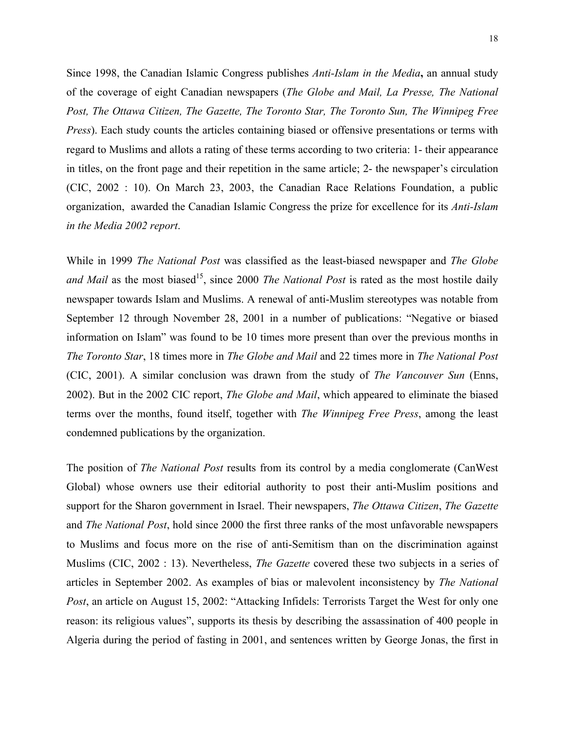Since 1998, the Canadian Islamic Congress publishes *Anti-Islam in the Media***,** an annual study of the coverage of eight Canadian newspapers (*The Globe and Mail, La Presse, The National Post, The Ottawa Citizen, The Gazette, The Toronto Star, The Toronto Sun, The Winnipeg Free Press*). Each study counts the articles containing biased or offensive presentations or terms with regard to Muslims and allots a rating of these terms according to two criteria: 1- their appearance in titles, on the front page and their repetition in the same article; 2- the newspaper's circulation (CIC, 2002 : 10). On March 23, 2003, the Canadian Race Relations Foundation, a public organization, awarded the Canadian Islamic Congress the prize for excellence for its *Anti-Islam in the Media 2002 report*.

While in 1999 *The National Post* was classified as the least-biased newspaper and *The Globe and Mail* as the most biased[15], since 2000 *The National Post* is rated as the most hostile daily newspaper towards Islam and Muslims. A renewal of anti-Muslim stereotypes was notable from September 12 through November 28, 2001 in a number of publications: "Negative or biased information on Islam" was found to be 10 times more present than over the previous months in *The Toronto Star*, 18 times more in *The Globe and Mail* and 22 times more in *The National Post* (CIC, 2001). A similar conclusion was drawn from the study of *The Vancouver Sun* (Enns, 2002). But in the 2002 CIC report, *The Globe and Mail*, which appeared to eliminate the biased terms over the months, found itself, together with *The Winnipeg Free Press*, among the least condemned publications by the organization.

The position of *The National Post* results from its control by a media conglomerate (CanWest Global) whose owners use their editorial authority to post their anti-Muslim positions and support for the Sharon government in Israel. Their newspapers, *The Ottawa Citizen*, *The Gazette* and *The National Post*, hold since 2000 the first three ranks of the most unfavorable newspapers to Muslims and focus more on the rise of anti-Semitism than on the discrimination against Muslims (CIC, 2002 : 13). Nevertheless, *The Gazette* covered these two subjects in a series of articles in September 2002. As examples of bias or malevolent inconsistency by *The National Post*, an article on August 15, 2002: "Attacking Infidels: Terrorists Target the West for only one reason: its religious values", supports its thesis by describing the assassination of 400 people in Algeria during the period of fasting in 2001, and sentences written by George Jonas, the first in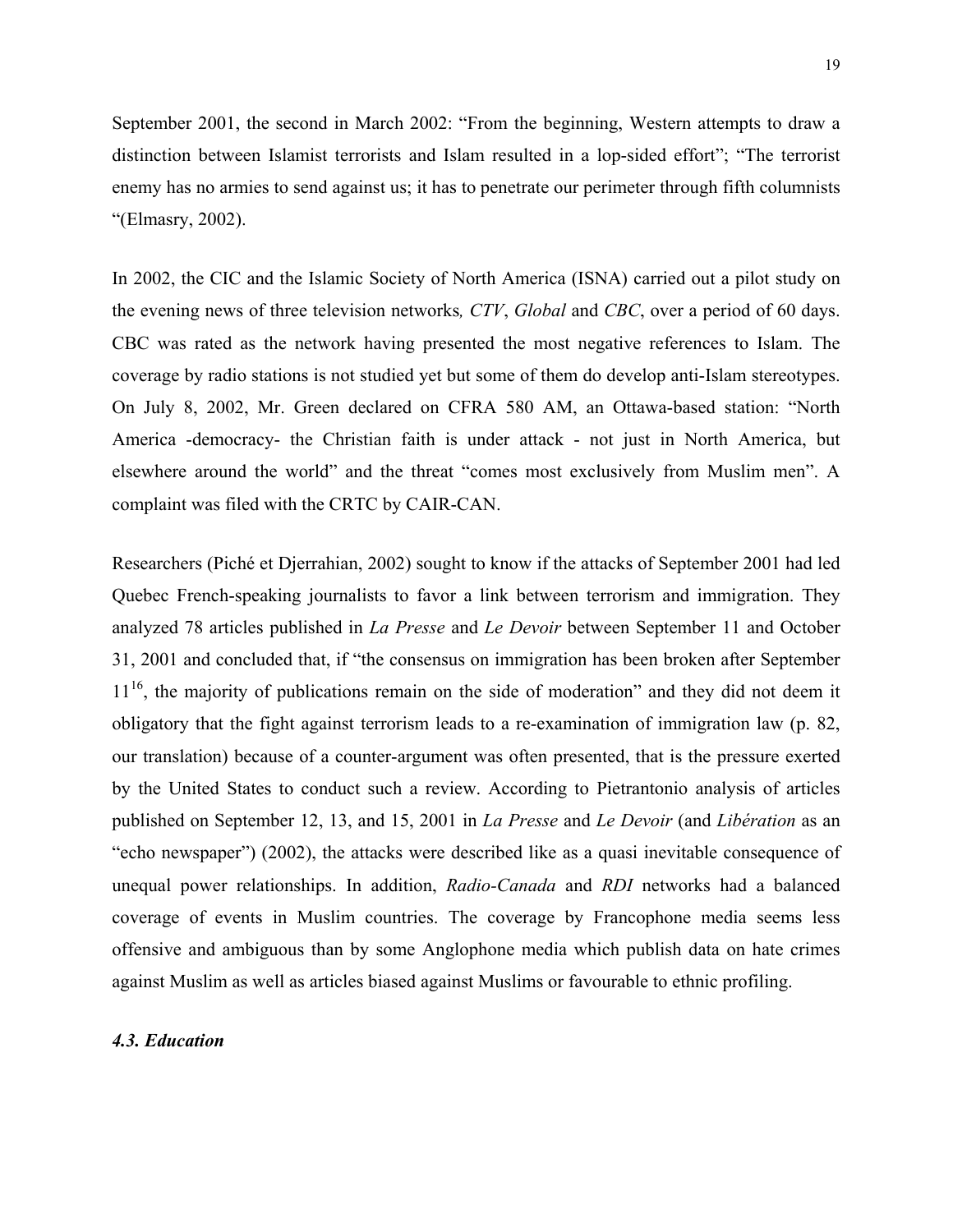September 2001, the second in March 2002: “From the beginning, Western attempts to draw a distinction between Islamist terrorists and Islam resulted in a lop-sided effort”; “The terrorist enemy has no armies to send against us; it has to penetrate our perimeter through fifth columnists “(Elmasry, 2002).

In 2002, the CIC and the Islamic Society of North America (ISNA) carried out a pilot study on the evening news of three television networks*, CTV*, *Global* and *CBC*, over a period of 60 days. CBC was rated as the network having presented the most negative references to Islam. The coverage by radio stations is not studied yet but some of them do develop anti-Islam stereotypes. On July 8, 2002, Mr. Green declared on CFRA 580 AM, an Ottawa-based station: “North America -democracy- the Christian faith is under attack - not just in North America, but elsewhere around the world” and the threat “comes most exclusively from Muslim men”. A complaint was filed with the CRTC by CAIR-CAN.

Researchers (Piché et Djerrahian, 2002) sought to know if the attacks of September 2001 had led Quebec French-speaking journalists to favor a link between terrorism and immigration. They analyzed 78 articles published in *La Presse* and *Le Devoir* between September 11 and October 31, 2001 and concluded that, if “the consensus on immigration has been broken after September 11[16], the majority of publications remain on the side of moderation” and they did not deem it obligatory that the fight against terrorism leads to a re-examination of immigration law (p. 82, our translation) because of a counter-argument was often presented, that is the pressure exerted by the United States to conduct such a review. According to Pietrantonio analysis of articles published on September 12, 13, and 15, 2001 in *La Presse* and *Le Devoir* (and *Libération* as an “echo newspaper”) (2002), the attacks were described like as a quasi inevitable consequence of unequal power relationships. In addition, *Radio-Canada* and *RDI* networks had a balanced coverage of events in Muslim countries. The coverage by Francophone media seems less offensive and ambiguous than by some Anglophone media which publish data on hate crimes against Muslim as well as articles biased against Muslims or favourable to ethnic profiling.

### *4.3. Education*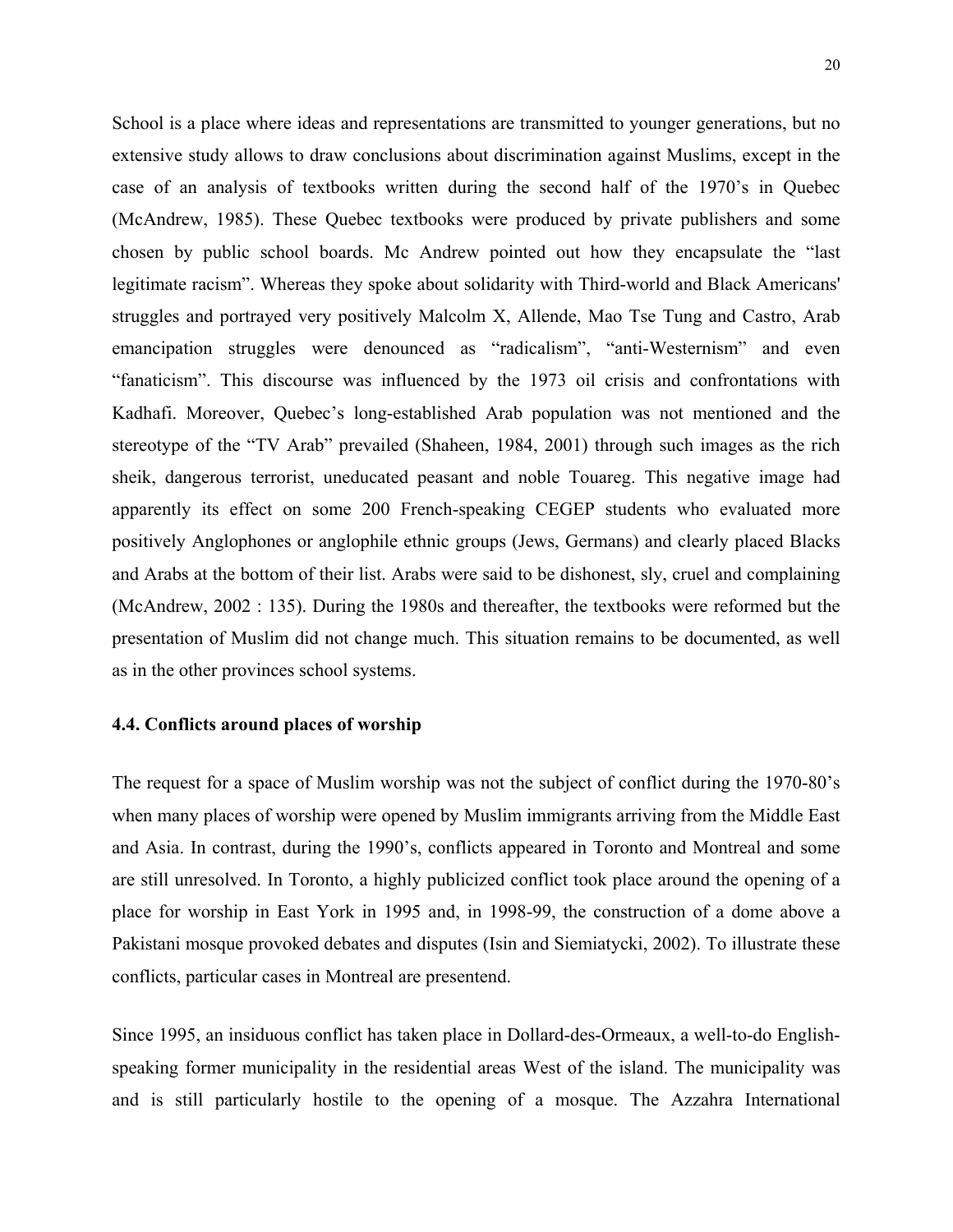School is a place where ideas and representations are transmitted to younger generations, but no extensive study allows to draw conclusions about discrimination against Muslims, except in the case of an analysis of textbooks written during the second half of the 1970's in Quebec (McAndrew, 1985). These Quebec textbooks were produced by private publishers and some chosen by public school boards. Mc Andrew pointed out how they encapsulate the "last legitimate racism". Whereas they spoke about solidarity with Third-world and Black Americans' struggles and portrayed very positively Malcolm X, Allende, Mao Tse Tung and Castro, Arab emancipation struggles were denounced as "radicalism", "anti-Westernism" and even "fanaticism". This discourse was influenced by the 1973 oil crisis and confrontations with Kadhafi. Moreover, Quebec's long-established Arab population was not mentioned and the stereotype of the "TV Arab" prevailed (Shaheen, 1984, 2001) through such images as the rich sheik, dangerous terrorist, uneducated peasant and noble Touareg. This negative image had apparently its effect on some 200 French-speaking CEGEP students who evaluated more positively Anglophones or anglophile ethnic groups (Jews, Germans) and clearly placed Blacks and Arabs at the bottom of their list. Arabs were said to be dishonest, sly, cruel and complaining (McAndrew, 2002 : 135). During the 1980s and thereafter, the textbooks were reformed but the presentation of Muslim did not change much. This situation remains to be documented, as well as in the other provinces school systems.

### 4.4. Conflicts around places of worship

The request for a space of Muslim worship was not the subject of conflict during the 1970-80's when many places of worship were opened by Muslim immigrants arriving from the Middle East and Asia. In contrast, during the 1990's, conflicts appeared in Toronto and Montreal and some are still unresolved. In Toronto, a highly publicized conflict took place around the opening of a place for worship in East York in 1995 and, in 1998-99, the construction of a dome above a Pakistani mosque provoked debates and disputes (Isin and Siemiatycki, 2002). To illustrate these conflicts, particular cases in Montreal are presentend.

Since 1995, an insiduous conflict has taken place in Dollard-des-Ormeaux, a well-to-do English-speaking former municipality in the residential areas West of the island. The municipality was and is still particularly hostile to the opening of a mosque. The Azzahra International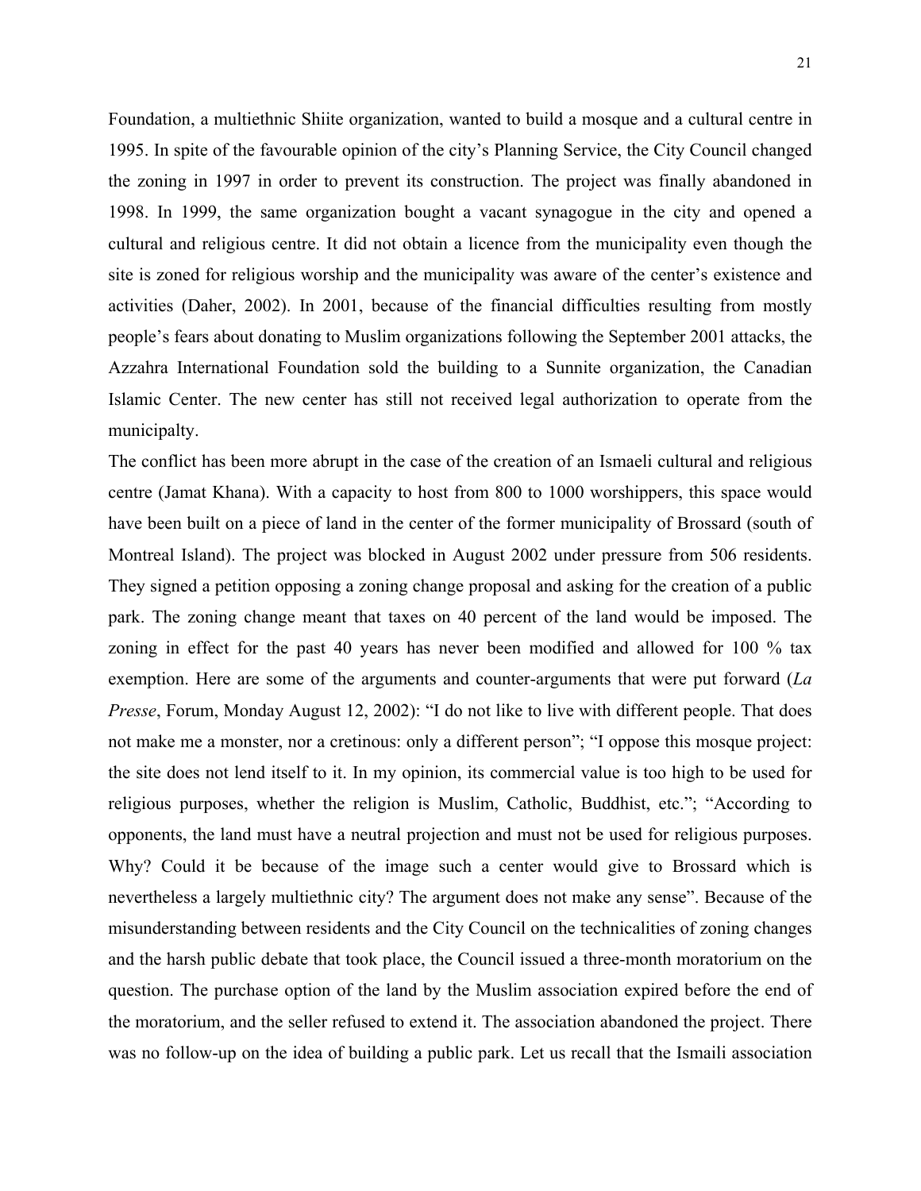Foundation, a multiethnic Shiite organization, wanted to build a mosque and a cultural centre in 1995. In spite of the favourable opinion of the city's Planning Service, the City Council changed the zoning in 1997 in order to prevent its construction. The project was finally abandoned in 1998. In 1999, the same organization bought a vacant synagogue in the city and opened a cultural and religious centre. It did not obtain a licence from the municipality even though the site is zoned for religious worship and the municipality was aware of the center's existence and activities (Daher, 2002). In 2001, because of the financial difficulties resulting from mostly people's fears about donating to Muslim organizations following the September 2001 attacks, the Azzahra International Foundation sold the building to a Sunnite organization, the Canadian Islamic Center. The new center has still not received legal authorization to operate from the municipalty.

The conflict has been more abrupt in the case of the creation of an Ismaeli cultural and religious centre (Jamat Khana). With a capacity to host from 800 to 1000 worshippers, this space would have been built on a piece of land in the center of the former municipality of Brossard (south of Montreal Island). The project was blocked in August 2002 under pressure from 506 residents. They signed a petition opposing a zoning change proposal and asking for the creation of a public park. The zoning change meant that taxes on 40 percent of the land would be imposed. The zoning in effect for the past 40 years has never been modified and allowed for 100 % tax exemption. Here are some of the arguments and counter-arguments that were put forward (*La Presse*, Forum, Monday August 12, 2002): "I do not like to live with different people. That does not make me a monster, nor a cretinous: only a different person"; "I oppose this mosque project: the site does not lend itself to it. In my opinion, its commercial value is too high to be used for religious purposes, whether the religion is Muslim, Catholic, Buddhist, etc."; "According to opponents, the land must have a neutral projection and must not be used for religious purposes. Why? Could it be because of the image such a center would give to Brossard which is nevertheless a largely multiethnic city? The argument does not make any sense". Because of the misunderstanding between residents and the City Council on the technicalities of zoning changes and the harsh public debate that took place, the Council issued a three-month moratorium on the question. The purchase option of the land by the Muslim association expired before the end of the moratorium, and the seller refused to extend it. The association abandoned the project. There was no follow-up on the idea of building a public park. Let us recall that the Ismaili association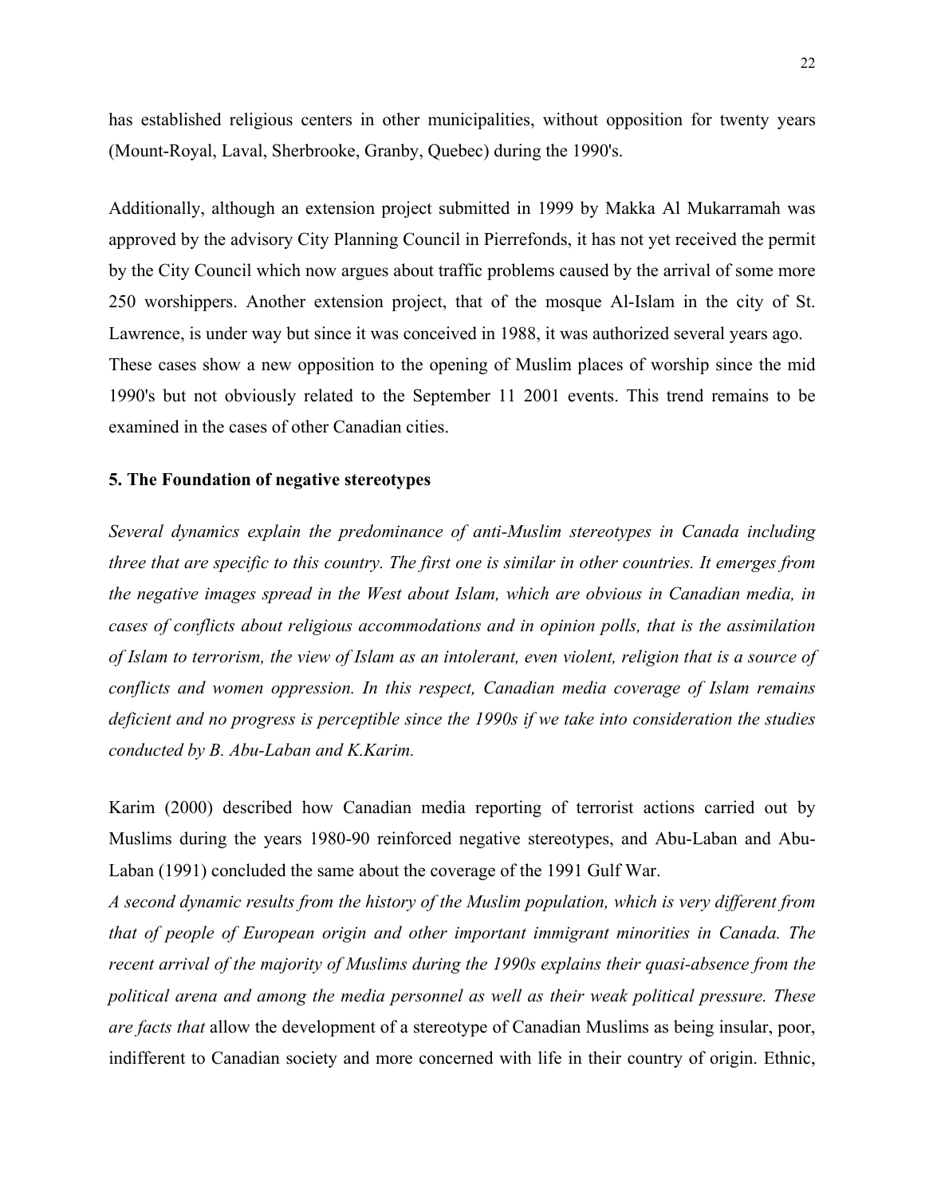has established religious centers in other municipalities, without opposition for twenty years (Mount-Royal, Laval, Sherbrooke, Granby, Quebec) during the 1990's.

Additionally, although an extension project submitted in 1999 by Makka Al Mukarramah was approved by the advisory City Planning Council in Pierrefonds, it has not yet received the permit by the City Council which now argues about traffic problems caused by the arrival of some more 250 worshippers. Another extension project, that of the mosque Al-Islam in the city of St. Lawrence, is under way but since it was conceived in 1988, it was authorized several years ago. These cases show a new opposition to the opening of Muslim places of worship since the mid 1990's but not obviously related to the September 11 2001 events. This trend remains to be examined in the cases of other Canadian cities.

### 5. The Foundation of negative stereotypes

*Several dynamics explain the predominance of anti-Muslim stereotypes in Canada including three that are specific to this country. The first one is similar in other countries. It emerges from the negative images spread in the West about Islam, which are obvious in Canadian media, in cases of conflicts about religious accommodations and in opinion polls, that is the assimilation of Islam to terrorism, the view of Islam as an intolerant, even violent, religion that is a source of conflicts and women oppression. In this respect, Canadian media coverage of Islam remains deficient and no progress is perceptible since the 1990s if we take into consideration the studies conducted by B. Abu-Laban and K.Karim.*

Karim (2000) described how Canadian media reporting of terrorist actions carried out by Muslims during the years 1980-90 reinforced negative stereotypes, and Abu-Laban and Abu-Laban (1991) concluded the same about the coverage of the 1991 Gulf War.

*A second dynamic results from the history of the Muslim population, which is very different from that of people of European origin and other important immigrant minorities in Canada. The recent arrival of the majority of Muslims during the 1990s explains their quasi-absence from the political arena and among the media personnel as well as their weak political pressure. These are facts that* allow the development of a stereotype of Canadian Muslims as being insular, poor, indifferent to Canadian society and more concerned with life in their country of origin. Ethnic,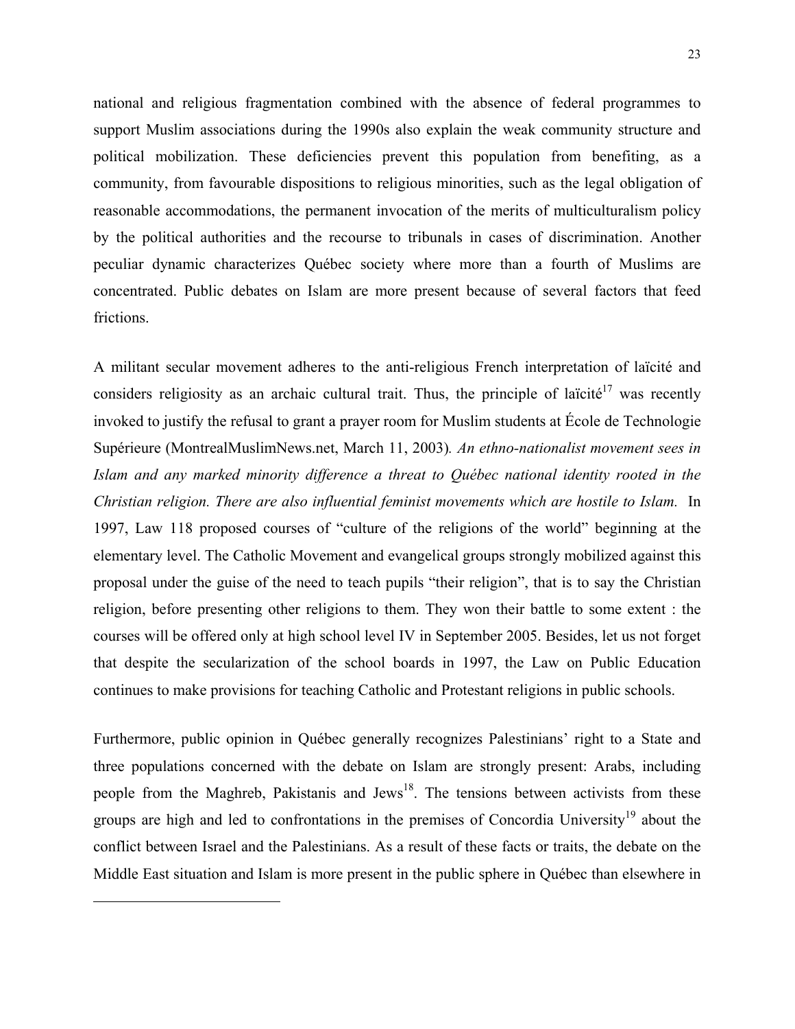national and religious fragmentation combined with the absence of federal programmes to support Muslim associations during the 1990s also explain the weak community structure and political mobilization. These deficiencies prevent this population from benefiting, as a community, from favourable dispositions to religious minorities, such as the legal obligation of reasonable accommodations, the permanent invocation of the merits of multiculturalism policy by the political authorities and the recourse to tribunals in cases of discrimination. Another peculiar dynamic characterizes Québec society where more than a fourth of Muslims are concentrated. Public debates on Islam are more present because of several factors that feed frictions.

A militant secular movement adheres to the anti-religious French interpretation of laïcité and considers religiosity as an archaic cultural trait. Thus, the principle of laïcité[17] was recently invoked to justify the refusal to grant a prayer room for Muslim students at École de Technologie Supérieure (MontrealMuslimNews.net, March 11, 2003). *An ethno-nationalist movement sees in Islam and any marked minority difference a threat to Québec national identity rooted in the Christian religion. There are also influential feminist movements which are hostile to Islam.* In 1997, Law 118 proposed courses of "culture of the religions of the world" beginning at the elementary level. The Catholic Movement and evangelical groups strongly mobilized against this proposal under the guise of the need to teach pupils "their religion", that is to say the Christian religion, before presenting other religions to them. They won their battle to some extent : the courses will be offered only at high school level IV in September 2005. Besides, let us not forget that despite the secularization of the school boards in 1997, the Law on Public Education continues to make provisions for teaching Catholic and Protestant religions in public schools.

Furthermore, public opinion in Québec generally recognizes Palestinians' right to a State and three populations concerned with the debate on Islam are strongly present: Arabs, including people from the Maghreb, Pakistanis and Jews[18]. The tensions between activists from these groups are high and led to confrontations in the premises of Concordia University[19] about the conflict between Israel and the Palestinians. As a result of these facts or traits, the debate on the Middle East situation and Islam is more present in the public sphere in Québec than elsewhere in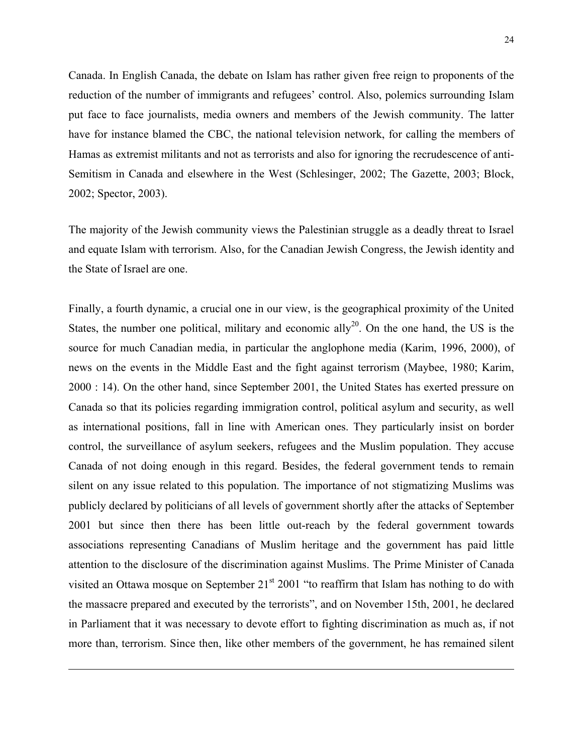Canada. In English Canada, the debate on Islam has rather given free reign to proponents of the reduction of the number of immigrants and refugees' control. Also, polemics surrounding Islam put face to face journalists, media owners and members of the Jewish community. The latter have for instance blamed the CBC, the national television network, for calling the members of Hamas as extremist militants and not as terrorists and also for ignoring the recrudescence of anti-Semitism in Canada and elsewhere in the West (Schlesinger, 2002; The Gazette, 2003; Block, 2002; Spector, 2003).

The majority of the Jewish community views the Palestinian struggle as a deadly threat to Israel and equate Islam with terrorism. Also, for the Canadian Jewish Congress, the Jewish identity and the State of Israel are one.

Finally, a fourth dynamic, a crucial one in our view, is the geographical proximity of the United States, the number one political, military and economic ally[20]. On the one hand, the US is the source for much Canadian media, in particular the anglophone media (Karim, 1996, 2000), of news on the events in the Middle East and the fight against terrorism (Maybee, 1980; Karim, 2000 : 14). On the other hand, since September 2001, the United States has exerted pressure on Canada so that its policies regarding immigration control, political asylum and security, as well as international positions, fall in line with American ones. They particularly insist on border control, the surveillance of asylum seekers, refugees and the Muslim population. They accuse Canada of not doing enough in this regard. Besides, the federal government tends to remain silent on any issue related to this population. The importance of not stigmatizing Muslims was publicly declared by politicians of all levels of government shortly after the attacks of September 2001 but since then there has been little out-reach by the federal government towards associations representing Canadians of Muslim heritage and the government has paid little attention to the disclosure of the discrimination against Muslims. The Prime Minister of Canada visited an Ottawa mosque on September 21st 2001 "to reaffirm that Islam has nothing to do with the massacre prepared and executed by the terrorists", and on November 15th, 2001, he declared in Parliament that it was necessary to devote effort to fighting discrimination as much as, if not more than, terrorism. Since then, like other members of the government, he has remained silent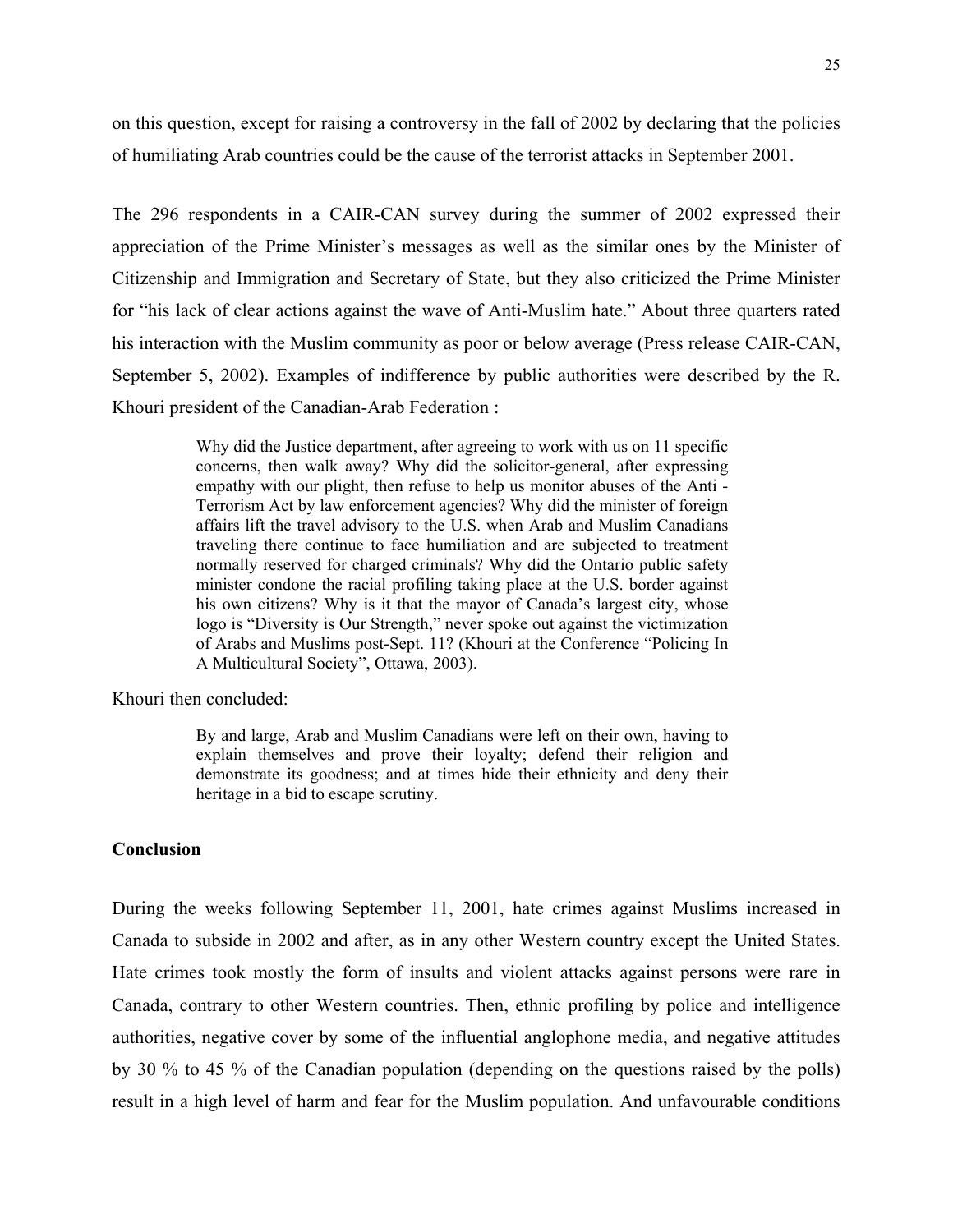on this question, except for raising a controversy in the fall of 2002 by declaring that the policies of humiliating Arab countries could be the cause of the terrorist attacks in September 2001.

The 296 respondents in a CAIR-CAN survey during the summer of 2002 expressed their appreciation of the Prime Minister's messages as well as the similar ones by the Minister of Citizenship and Immigration and Secretary of State, but they also criticized the Prime Minister for "his lack of clear actions against the wave of Anti-Muslim hate." About three quarters rated his interaction with the Muslim community as poor or below average (Press release CAIR-CAN, September 5, 2002). Examples of indifference by public authorities were described by the R. Khouri president of the Canadian-Arab Federation :

> Why did the Justice department, after agreeing to work with us on 11 specific concerns, then walk away? Why did the solicitor-general, after expressing empathy with our plight, then refuse to help us monitor abuses of the Anti - Terrorism Act by law enforcement agencies? Why did the minister of foreign affairs lift the travel advisory to the U.S. when Arab and Muslim Canadians traveling there continue to face humiliation and are subjected to treatment normally reserved for charged criminals? Why did the Ontario public safety minister condone the racial profiling taking place at the U.S. border against his own citizens? Why is it that the mayor of Canada's largest city, whose logo is "Diversity is Our Strength," never spoke out against the victimization of Arabs and Muslims post-Sept. 11? (Khouri at the Conference "Policing In A Multicultural Society", Ottawa, 2003).

Khouri then concluded:

> By and large, Arab and Muslim Canadians were left on their own, having to explain themselves and prove their loyalty; defend their religion and demonstrate its goodness; and at times hide their ethnicity and deny their heritage in a bid to escape scrutiny.

**Conclusion**

During the weeks following September 11, 2001, hate crimes against Muslims increased in Canada to subside in 2002 and after, as in any other Western country except the United States. Hate crimes took mostly the form of insults and violent attacks against persons were rare in Canada, contrary to other Western countries. Then, ethnic profiling by police and intelligence authorities, negative cover by some of the influential anglophone media, and negative attitudes by 30 % to 45 % of the Canadian population (depending on the questions raised by the polls) result in a high level of harm and fear for the Muslim population. And unfavourable conditions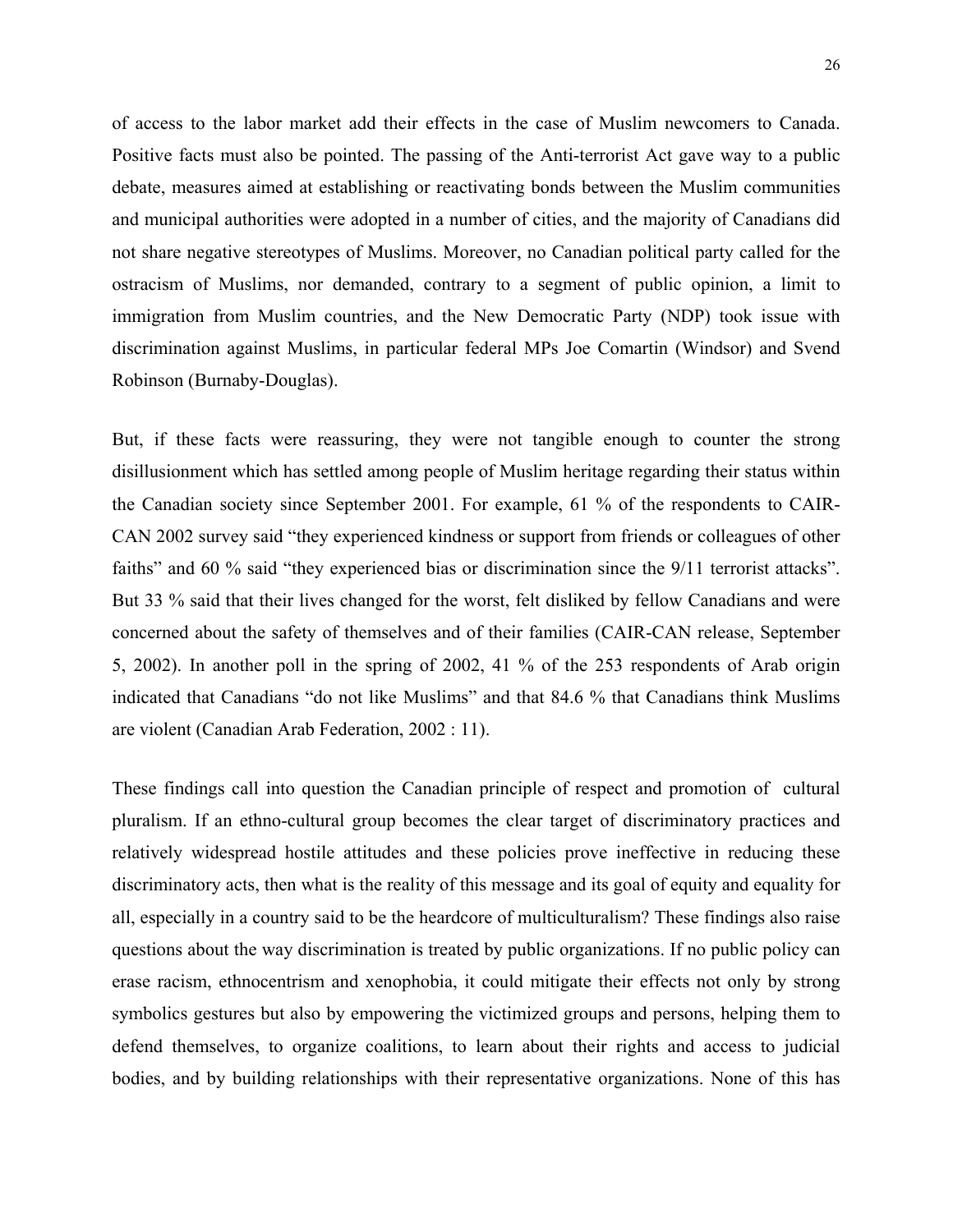of access to the labor market add their effects in the case of Muslim newcomers to Canada. Positive facts must also be pointed. The passing of the Anti-terrorist Act gave way to a public debate, measures aimed at establishing or reactivating bonds between the Muslim communities and municipal authorities were adopted in a number of cities, and the majority of Canadians did not share negative stereotypes of Muslims. Moreover, no Canadian political party called for the ostracism of Muslims, nor demanded, contrary to a segment of public opinion, a limit to immigration from Muslim countries, and the New Democratic Party (NDP) took issue with discrimination against Muslims, in particular federal MPs Joe Comartin (Windsor) and Svend Robinson (Burnaby-Douglas).

But, if these facts were reassuring, they were not tangible enough to counter the strong disillusionment which has settled among people of Muslim heritage regarding their status within the Canadian society since September 2001. For example, 61 % of the respondents to CAIR-CAN 2002 survey said "they experienced kindness or support from friends or colleagues of other faiths" and 60 % said "they experienced bias or discrimination since the 9/11 terrorist attacks". But 33 % said that their lives changed for the worst, felt disliked by fellow Canadians and were concerned about the safety of themselves and of their families (CAIR-CAN release, September 5, 2002). In another poll in the spring of 2002, 41 % of the 253 respondents of Arab origin indicated that Canadians "do not like Muslims" and that 84.6 % that Canadians think Muslims are violent (Canadian Arab Federation, 2002 : 11).

These findings call into question the Canadian principle of respect and promotion of cultural pluralism. If an ethno-cultural group becomes the clear target of discriminatory practices and relatively widespread hostile attitudes and these policies prove ineffective in reducing these discriminatory acts, then what is the reality of this message and its goal of equity and equality for all, especially in a country said to be the heardcore of multiculturalism? These findings also raise questions about the way discrimination is treated by public organizations. If no public policy can erase racism, ethnocentrism and xenophobia, it could mitigate their effects not only by strong symbolics gestures but also by empowering the victimized groups and persons, helping them to defend themselves, to organize coalitions, to learn about their rights and access to judicial bodies, and by building relationships with their representative organizations. None of this has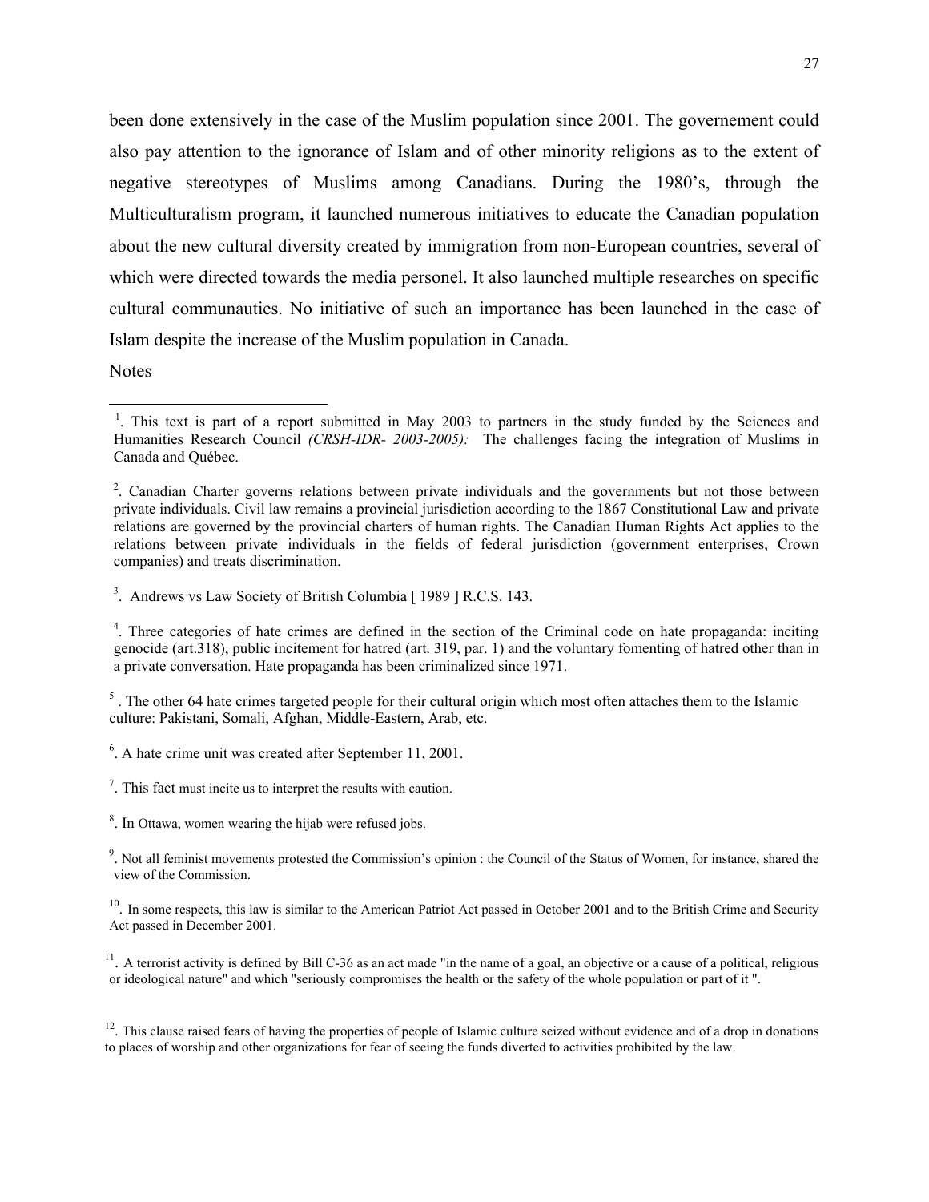been done extensively in the case of the Muslim population since 2001. The governement could also pay attention to the ignorance of Islam and of other minority religions as to the extent of negative stereotypes of Muslims among Canadians. During the 1980's, through the Multiculturalism program, it launched numerous initiatives to educate the Canadian population about the new cultural diversity created by immigration from non-European countries, several of which were directed towards the media personel. It also launched multiple researches on specific cultural communauties. No initiative of such an importance has been launched in the case of Islam despite the increase of the Muslim population in Canada.

Notes

---

[1]. This text is part of a report submitted in May 2003 to partners in the study funded by the Sciences and Humanities Research Council *(CRSH-IDR- 2003-2005):* The challenges facing the integration of Muslims in Canada and Québec.

[2]. Canadian Charter governs relations between private individuals and the governments but not those between private individuals. Civil law remains a provincial jurisdiction according to the 1867 Constitutional Law and private relations are governed by the provincial charters of human rights. The Canadian Human Rights Act applies to the relations between private individuals in the fields of federal jurisdiction (government enterprises, Crown companies) and treats discrimination.

[3]. Andrews vs Law Society of British Columbia [ 1989 ] R.C.S. 143.

[4]. Three categories of hate crimes are defined in the section of the Criminal code on hate propaganda: inciting genocide (art.318), public incitement for hatred (art. 319, par. 1) and the voluntary fomenting of hatred other than in a private conversation. Hate propaganda has been criminalized since 1971.

[5] . The other 64 hate crimes targeted people for their cultural origin which most often attaches them to the Islamic culture: Pakistani, Somali, Afghan, Middle-Eastern, Arab, etc.

[6]. A hate crime unit was created after September 11, 2001.

[7]. This fact must incite us to interpret the results with caution.

[8]. In Ottawa, women wearing the hijab were refused jobs.

[9]. Not all feminist movements protested the Commission's opinion : the Council of the Status of Women, for instance, shared the view of the Commission.

[10]. In some respects, this law is similar to the American Patriot Act passed in October 2001 and to the British Crime and Security Act passed in December 2001.

[11]. A terrorist activity is defined by Bill C-36 as an act made "in the name of a goal, an objective or a cause of a political, religious or ideological nature" and which "seriously compromises the health or the safety of the whole population or part of it ".

[12]. This clause raised fears of having the properties of people of Islamic culture seized without evidence and of a drop in donations to places of worship and other organizations for fear of seeing the funds diverted to activities prohibited by the law.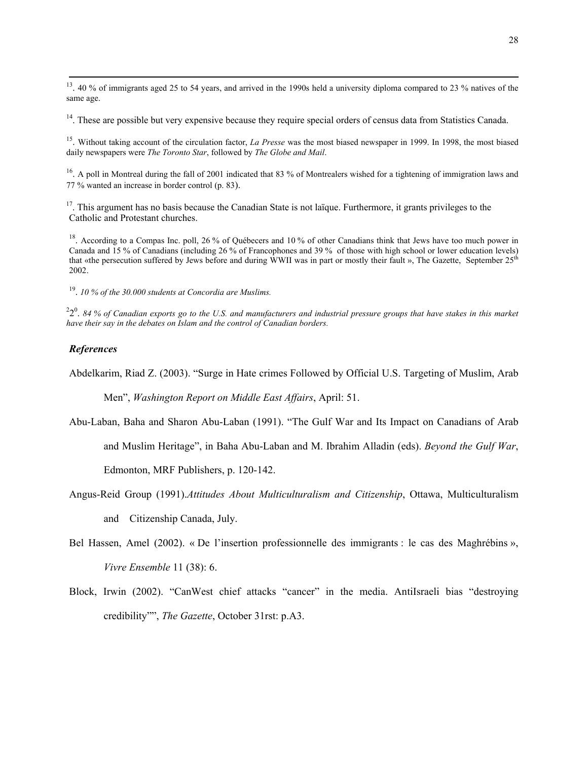[13]. 40 % of immigrants aged 25 to 54 years, and arrived in the 1990s held a university diploma compared to 23 % natives of the same age.

[14]. These are possible but very expensive because they require special orders of census data from Statistics Canada.

[15]. Without taking account of the circulation factor, *La Presse* was the most biased newspaper in 1999. In 1998, the most biased daily newspapers were *The Toronto Star*, followed by *The Globe and Mail*.

[16]. A poll in Montreal during the fall of 2001 indicated that 83 % of Montrealers wished for a tightening of immigration laws and 77 % wanted an increase in border control (p. 83).

[17]. This argument has no basis because the Canadian State is not laïque. Furthermore, it grants privileges to the Catholic and Protestant churches.

[18]. According to a Compas Inc. poll, 26 % of Québecers and 10 % of other Canadians think that Jews have too much power in Canada and 15 % of Canadians (including 26 % of Francophones and 39 % of those with high school or lower education levels) that «the persecution suffered by Jews before and during WWII was in part or mostly their fault », The Gazette, September 25th 2002.

[19]. *10 % of the 30.000 students at Concordia are Muslims.*

[2]2[0]. *84 % of Canadian exports go to the U.S. and manufacturers and industrial pressure groups that have stakes in this market have their say in the debates on Islam and the control of Canadian borders.*

### *References*

Abdelkarim, Riad Z. (2003). "Surge in Hate crimes Followed by Official U.S. Targeting of Muslim, Arab Men", *Washington Report on Middle East Affairs*, April: 51.

Abu-Laban, Baha and Sharon Abu-Laban (1991). "The Gulf War and Its Impact on Canadians of Arab and Muslim Heritage", in Baha Abu-Laban and M. Ibrahim Alladin (eds). *Beyond the Gulf War*, Edmonton, MRF Publishers, p. 120-142.

Angus-Reid Group (1991).*Attitudes About Multiculturalism and Citizenship*, Ottawa, Multiculturalism and Citizenship Canada, July.

Bel Hassen, Amel (2002). « De l'insertion professionnelle des immigrants : le cas des Maghrébins », *Vivre Ensemble* 11 (38): 6.

Block, Irwin (2002). "CanWest chief attacks "cancer" in the media. AntiIsraeli bias "destroying credibility"", *The Gazette*, October 31rst: p.A3.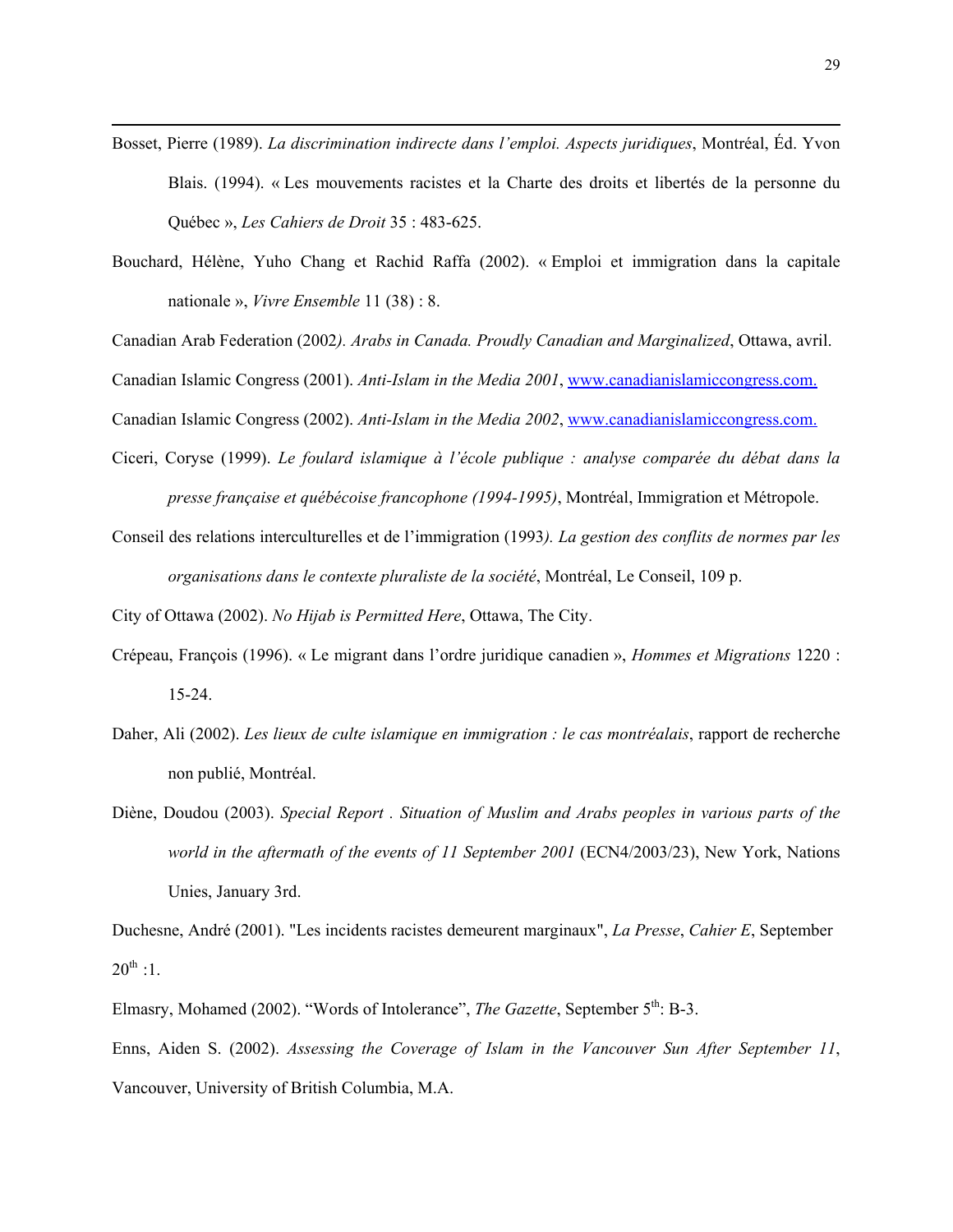Bosset, Pierre (1989). *La discrimination indirecte dans l'emploi. Aspects juridiques*, Montréal, Éd. Yvon Blais. (1994). « Les mouvements racistes et la Charte des droits et libertés de la personne du Québec », *Les Cahiers de Droit* 35 : 483-625.

Bouchard, Hélène, Yuho Chang et Rachid Raffa (2002). « Emploi et immigration dans la capitale nationale », *Vivre Ensemble* 11 (38) : 8.

Canadian Arab Federation (2002*). Arabs in Canada. Proudly Canadian and Marginalized*, Ottawa, avril.

Canadian Islamic Congress (2001). *Anti-Islam in the Media 2001*, www.canadianislamiccongress.com.

Canadian Islamic Congress (2002). *Anti-Islam in the Media 2002*, www.canadianislamiccongress.com.

Ciceri, Coryse (1999). *Le foulard islamique à l'école publique : analyse comparée du débat dans la presse française et québécoise francophone (1994-1995)*, Montréal, Immigration et Métropole.

Conseil des relations interculturelles et de l'immigration (1993*). La gestion des conflits de normes par les organisations dans le contexte pluraliste de la société*, Montréal, Le Conseil, 109 p.

City of Ottawa (2002). *No Hijab is Permitted Here*, Ottawa, The City.

Crépeau, François (1996). « Le migrant dans l'ordre juridique canadien », *Hommes et Migrations* 1220 : 15-24.

Daher, Ali (2002). *Les lieux de culte islamique en immigration : le cas montréalais*, rapport de recherche non publié, Montréal.

Diène, Doudou (2003). *Special Report . Situation of Muslim and Arabs peoples in various parts of the world in the aftermath of the events of 11 September 2001* (ECN4/2003/23), New York, Nations Unies, January 3rd.

Duchesne, André (2001). "Les incidents racistes demeurent marginaux", *La Presse*, *Cahier E*, September 20th :1.

Elmasry, Mohamed (2002). "Words of Intolerance", *The Gazette*, September 5th: B-3.

Enns, Aiden S. (2002). *Assessing the Coverage of Islam in the Vancouver Sun After September 11*, Vancouver, University of British Columbia, M.A.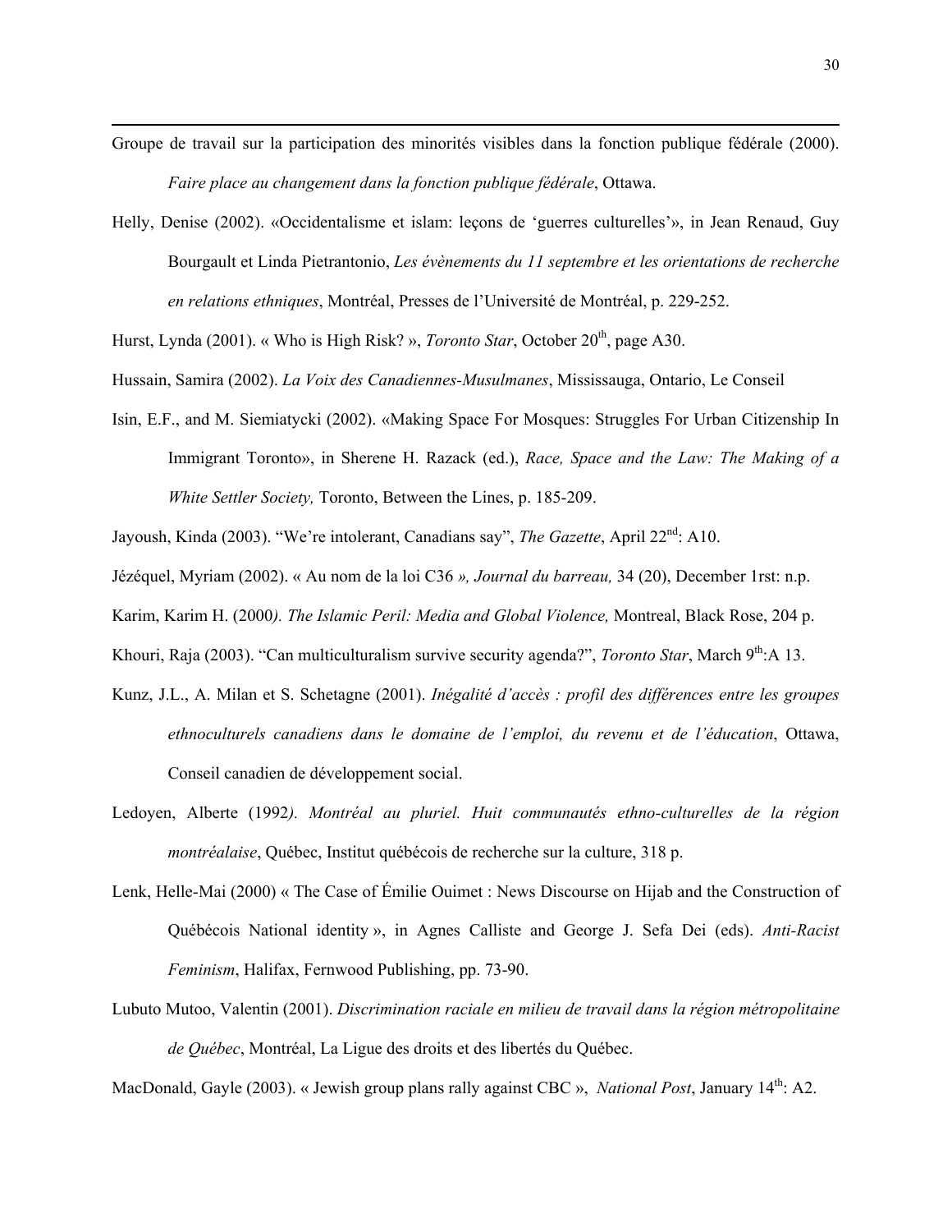Groupe de travail sur la participation des minorités visibles dans la fonction publique fédérale (2000). *Faire place au changement dans la fonction publique fédérale*, Ottawa.

Helly, Denise (2002). «Occidentalisme et islam: leçons de 'guerres culturelles'», in Jean Renaud, Guy Bourgault et Linda Pietrantonio, *Les évènements du 11 septembre et les orientations de recherche en relations ethniques*, Montréal, Presses de l'Université de Montréal, p. 229-252.

Hurst, Lynda (2001). « Who is High Risk? », *Toronto Star*, October 20th, page A30.

Hussain, Samira (2002). *La Voix des Canadiennes-Musulmanes*, Mississauga, Ontario, Le Conseil

Isin, E.F., and M. Siemiatycki (2002). «Making Space For Mosques: Struggles For Urban Citizenship In Immigrant Toronto», in Sherene H. Razack (ed.), *Race, Space and the Law: The Making of a White Settler Society,* Toronto, Between the Lines, p. 185-209.

Jayoush, Kinda (2003). "We're intolerant, Canadians say", *The Gazette*, April 22nd: A10.

Jézéquel, Myriam (2002). « Au nom de la loi C36 *», Journal du barreau,* 34 (20), December 1rst: n.p.

Karim, Karim H. (2000*). The Islamic Peril: Media and Global Violence,* Montreal, Black Rose, 204 p.

Khouri, Raja (2003). "Can multiculturalism survive security agenda?", *Toronto Star*, March 9th:A 13.

Kunz, J.L., A. Milan et S. Schetagne (2001). *Inégalité d'accès : profil des différences entre les groupes ethnoculturels canadiens dans le domaine de l'emploi, du revenu et de l'éducation*, Ottawa, Conseil canadien de développement social.

Ledoyen, Alberte (1992*). Montréal au pluriel. Huit communautés ethno-culturelles de la région montréalaise*, Québec, Institut québécois de recherche sur la culture, 318 p.

Lenk, Helle-Mai (2000) « The Case of Émilie Ouimet : News Discourse on Hijab and the Construction of Québécois National identity », in Agnes Calliste and George J. Sefa Dei (eds). *Anti-Racist Feminism*, Halifax, Fernwood Publishing, pp. 73-90.

Lubuto Mutoo, Valentin (2001). *Discrimination raciale en milieu de travail dans la région métropolitaine de Québec*, Montréal, La Ligue des droits et des libertés du Québec.

MacDonald, Gayle (2003). « Jewish group plans rally against CBC », *National Post*, January 14th: A2.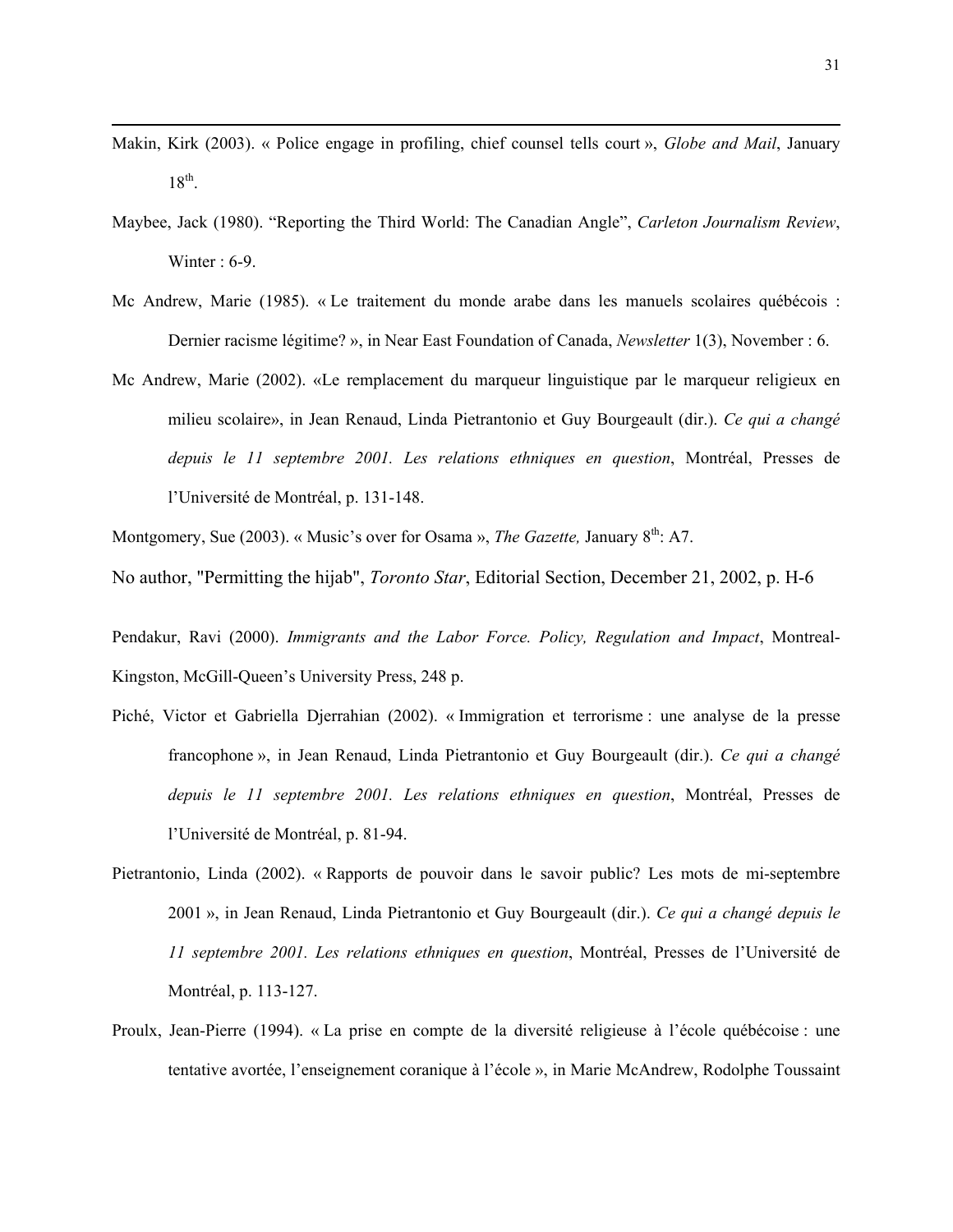Makin, Kirk (2003). « Police engage in profiling, chief counsel tells court », *Globe and Mail*, January 18th.

Maybee, Jack (1980). “Reporting the Third World: The Canadian Angle”, *Carleton Journalism Review*, Winter : 6-9.

Mc Andrew, Marie (1985). « Le traitement du monde arabe dans les manuels scolaires québécois : Dernier racisme légitime? », in Near East Foundation of Canada, *Newsletter* 1(3), November : 6.

Mc Andrew, Marie (2002). «Le remplacement du marqueur linguistique par le marqueur religieux en milieu scolaire», in Jean Renaud, Linda Pietrantonio et Guy Bourgeault (dir.). *Ce qui a changé depuis le 11 septembre 2001. Les relations ethniques en question*, Montréal, Presses de l’Université de Montréal, p. 131-148.

Montgomery, Sue (2003). « Music’s over for Osama », *The Gazette,* January 8th: A7.

No author, "Permitting the hijab", *Toronto Star*, Editorial Section, December 21, 2002, p. H-6

Pendakur, Ravi (2000). *Immigrants and the Labor Force. Policy, Regulation and Impact*, Montreal-Kingston, McGill-Queen’s University Press, 248 p.

Piché, Victor et Gabriella Djerrahian (2002). « Immigration et terrorisme : une analyse de la presse francophone », in Jean Renaud, Linda Pietrantonio et Guy Bourgeault (dir.). *Ce qui a changé depuis le 11 septembre 2001. Les relations ethniques en question*, Montréal, Presses de l’Université de Montréal, p. 81-94.

Pietrantonio, Linda (2002). « Rapports de pouvoir dans le savoir public? Les mots de mi-septembre 2001 », in Jean Renaud, Linda Pietrantonio et Guy Bourgeault (dir.). *Ce qui a changé depuis le 11 septembre 2001. Les relations ethniques en question*, Montréal, Presses de l’Université de Montréal, p. 113-127.

Proulx, Jean-Pierre (1994). « La prise en compte de la diversité religieuse à l’école québécoise : une tentative avortée, l’enseignement coranique à l’école », in Marie McAndrew, Rodolphe Toussaint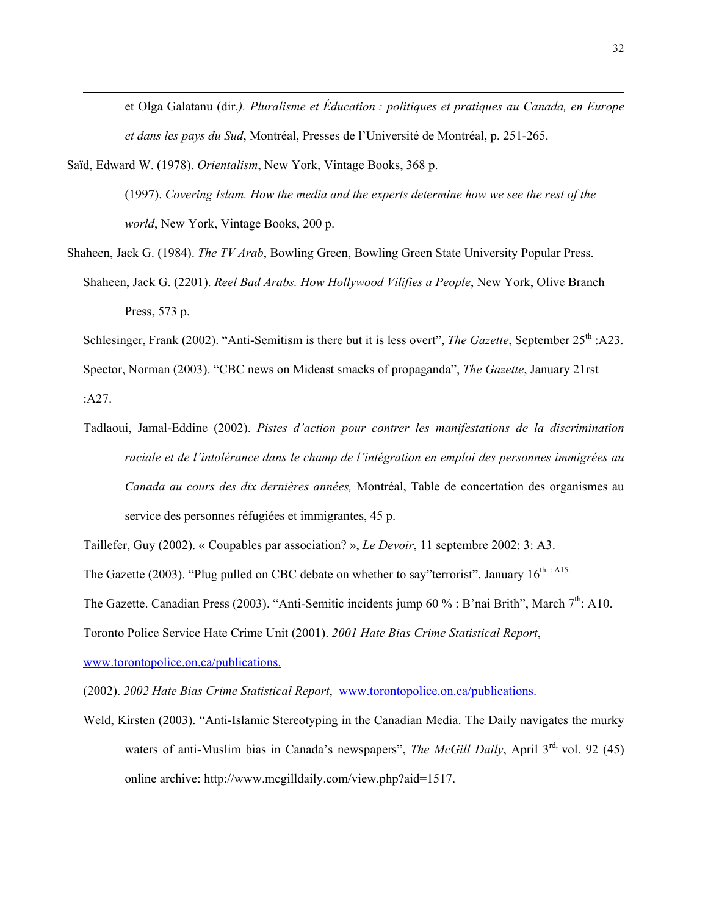et Olga Galatanu (dir.*). Pluralisme et Éducation : politiques et pratiques au Canada, en Europe et dans les pays du Sud*, Montréal, Presses de l'Université de Montréal, p. 251-265.

Saïd, Edward W. (1978). *Orientalism*, New York, Vintage Books, 368 p.

(1997). *Covering Islam. How the media and the experts determine how we see the rest of the world*, New York, Vintage Books, 200 p.

Shaheen, Jack G. (1984). *The TV Arab*, Bowling Green, Bowling Green State University Popular Press.

Shaheen, Jack G. (2201). *Reel Bad Arabs. How Hollywood Vilifies a People*, New York, Olive Branch Press, 573 p.

Schlesinger, Frank (2002). "Anti-Semitism is there but it is less overt", *The Gazette*, September 25th :A23.

Spector, Norman (2003). "CBC news on Mideast smacks of propaganda", *The Gazette*, January 21rst :A27.

Tadlaoui, Jamal-Eddine (2002). *Pistes d'action pour contrer les manifestations de la discrimination raciale et de l'intolérance dans le champ de l'intégration en emploi des personnes immigrées au Canada au cours des dix dernières années,* Montréal, Table de concertation des organismes au service des personnes réfugiées et immigrantes, 45 p.

Taillefer, Guy (2002). « Coupables par association? », *Le Devoir*, 11 septembre 2002: 3: A3.

The Gazette (2003). "Plug pulled on CBC debate on whether to say"terrorist", January 16th. : A15.

The Gazette. Canadian Press (2003). "Anti-Semitic incidents jump 60 % : B'nai Brith", March 7th: A10.

Toronto Police Service Hate Crime Unit (2001). *2001 Hate Bias Crime Statistical Report*, www.torontopolice.on.ca/publications.

(2002). *2002 Hate Bias Crime Statistical Report*, www.torontopolice.on.ca/publications.

Weld, Kirsten (2003). "Anti-Islamic Stereotyping in the Canadian Media. The Daily navigates the murky waters of anti-Muslim bias in Canada's newspapers", *The McGill Daily*, April 3rd, vol. 92 (45) online archive: http://www.mcgilldaily.com/view.php?aid=1517.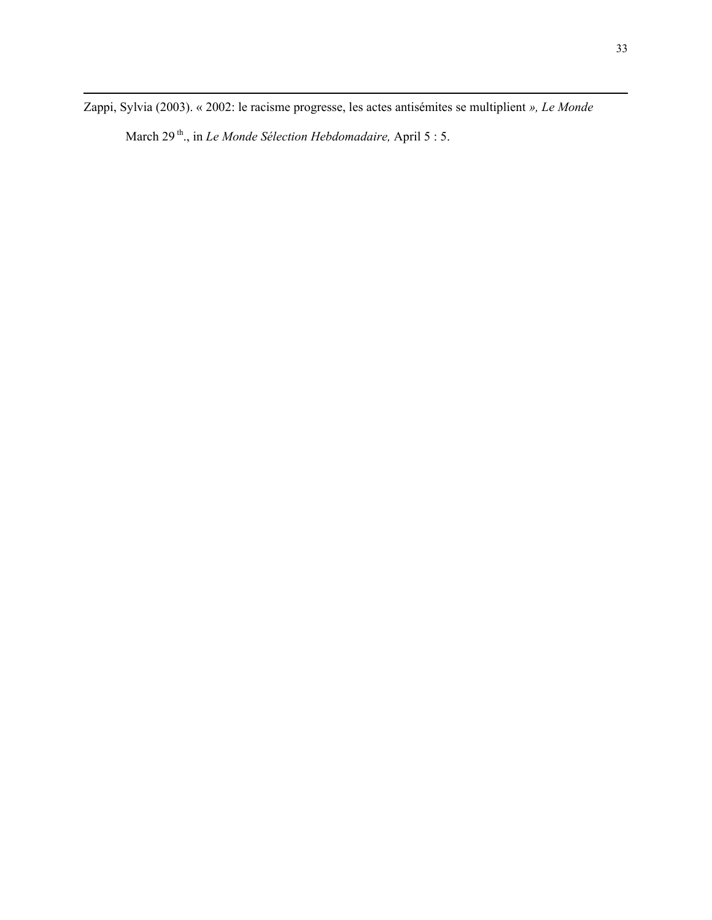Zappi, Sylvia (2003). « 2002: le racisme progresse, les actes antisémites se multiplient *», Le Monde* March 29[th]., in *Le Monde Sélection Hebdomadaire,* April 5 : 5.